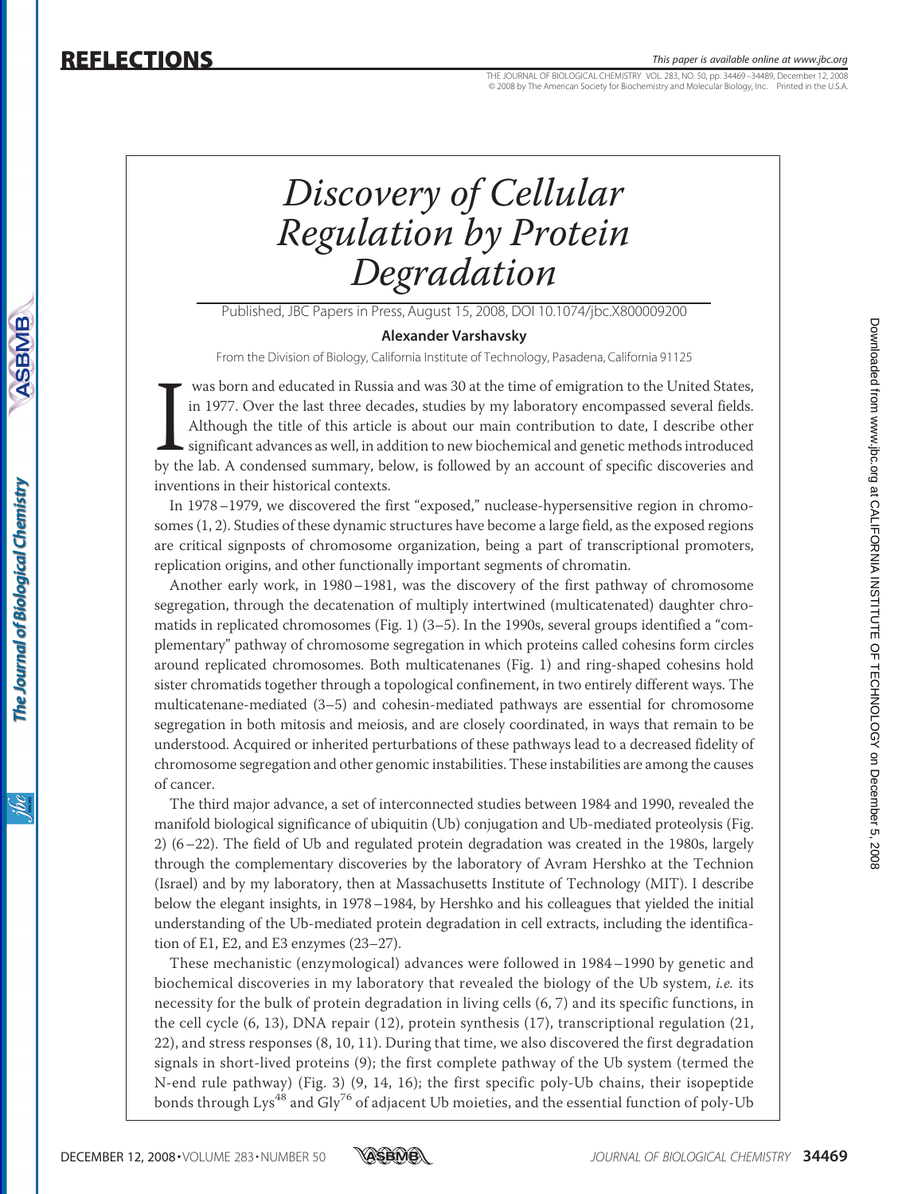# REFLECTIONS

# *Discovery of Cellular Regulation by Protein Degradation*

Published, JBC Papers in Press, August 15, 2008, DOI 10.1074/jbc.X800009200

**Alexander Varshavsky**

From the Division of Biology, California Institute of Technology, Pasadena, California 91125

I was born and educated in Russia and was 30 at the time of emigration to the United States, in 1977. Over the last three decades, studies by my laboratory encompassed several fields. Although the title of this article is about our main contribution to date, I describe other significant advances as well, in addition to new biochemical and genetic methods introduced by the lab. A condensed summary, below, is followed by an account of specific discoveries and inventions in their historical contexts.

In 1978–1979, we discovered the first "exposed," nuclease-hypersensitive region in chromosomes (1, 2). Studies of these dynamic structures have become a large field, as the exposed regions are critical signposts of chromosome organization, being a part of transcriptional promoters, replication origins, and other functionally important segments of chromatin.

Another early work, in 1980–1981, was the discovery of the first pathway of chromosome segregation, through the decatenation of multiply intertwined (multicatenated) daughter chromatids in replicated chromosomes (Fig. 1) (3–5). In the 1990s, several groups identified a "complementary" pathway of chromosome segregation in which proteins called cohesins form circles around replicated chromosomes. Both multicatenanes (Fig. 1) and ring-shaped cohesins hold sister chromatids together through a topological confinement, in two entirely different ways. The multicatenane-mediated (3–5) and cohesin-mediated pathways are essential for chromosome segregation in both mitosis and meiosis, and are closely coordinated, in ways that remain to be understood. Acquired or inherited perturbations of these pathways lead to a decreased fidelity of chromosome segregation and other genomic instabilities. These instabilities are among the causes of cancer.

The third major advance, a set of interconnected studies between 1984 and 1990, revealed the manifold biological significance of ubiquitin (Ub) conjugation and Ub-mediated proteolysis (Fig. 2) (6–22). The field of Ub and regulated protein degradation was created in the 1980s, largely through the complementary discoveries by the laboratory of Avram Hershko at the Technion (Israel) and by my laboratory, then at Massachusetts Institute of Technology (MIT). I describe below the elegant insights, in 1978–1984, by Hershko and his colleagues that yielded the initial understanding of the Ub-mediated protein degradation in cell extracts, including the identification of E1, E2, and E3 enzymes (23–27).

These mechanistic (enzymological) advances were followed in 1984–1990 by genetic and biochemical discoveries in my laboratory that revealed the biology of the Ub system, *i.e.* its necessity for the bulk of protein degradation in living cells (6, 7) and its specific functions, in the cell cycle (6, 13), DNA repair (12), protein synthesis (17), transcriptional regulation (21, 22), and stress responses (8, 10, 11). During that time, we also discovered the first degradation signals in short-lived proteins (9); the first complete pathway of the Ub system (termed the N-end rule pathway) (Fig. 3) (9, 14, 16); the first specific poly-Ub chains, their isopeptide bonds through $Lys^{48}$ and $Gly^{76}$ of adjacent Ub moieties, and the essential function of poly-Ub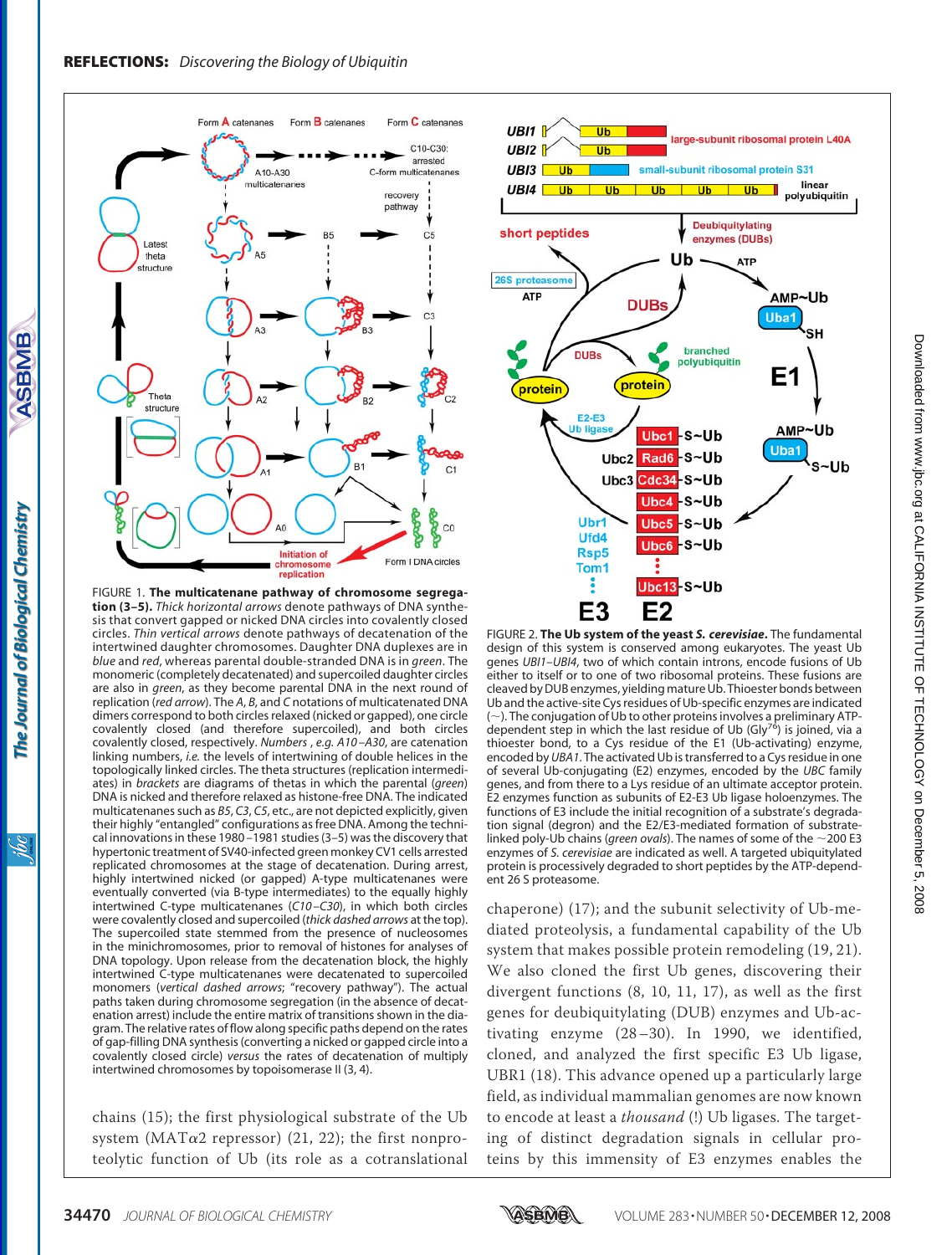FIGURE 1. **The multicatenane pathway of chromosome segregation (3–5).** *Thick horizontal arrows* denote pathways of DNA synthesis that convert gapped or nicked DNA circles into covalently closed circles. *Thin vertical arrows* denote pathways of decatenation of the intertwined daughter chromosomes. Daughter DNA duplexes are in *blue* and *red*, whereas parental double-stranded DNA is in *green*. The monomeric (completely decatenated) and supercoiled daughter circles are also in *green*, as they become parental DNA in the next round of replication (*red arrow*). The *A*, *B*, and *C* notations of multicatenated DNA dimers correspond to both circles relaxed (nicked or gapped), one circle covalently closed (and therefore supercoiled), and both circles covalently closed, respectively. *Numbers*, *e.g. A10–A30*, are catenation linking numbers, *i.e.* the levels of intertwining of double helices in the topologically linked circles. The theta structures (replication intermediates) in *brackets* are diagrams of thetas in which the parental (*green*) DNA is nicked and therefore relaxed as histone-free DNA. The indicated multicatenanes such as *B5*, *C3*, *C5*, etc., are not depicted explicitly, given their highly "entangled" configurations as free DNA. Among the technical innovations in these 1980–1981 studies (3–5) was the discovery that hypertonic treatment of SV40-infected green monkey CV1 cells arrested replicated chromosomes at the stage of decatenation. During arrest, highly intertwined nicked (or gapped) A-type multicatenanes were eventually converted (via B-type intermediates) to the equally highly intertwined C-type multicatenanes (*C10–C30*), in which both circles were covalently closed and supercoiled (*thick dashed arrows* at the top). The supercoiled state stemmed from the presence of nucleosomes in the minichromosomes, prior to removal of histones for analyses of DNA topology. Upon release from the decatenation block, the highly intertwined C-type multicatenanes were decatenated to supercoiled monomers (*vertical dashed arrows*; "recovery pathway"). The actual paths taken during chromosome segregation (in the absence of decatenation arrest) include the entire matrix of transitions shown in the diagram. The relative rates of flow along specific paths depend on the rates of gap-filling DNA synthesis (converting a nicked or gapped circle into a covalently closed circle) *versus* the rates of decatenation of multiply intertwined chromosomes by topoisomerase II (3, 4).

FIGURE 2. **The Ub system of the yeast *S. cerevisiae*.** The fundamental design of this system is conserved among eukaryotes. The yeast Ub genes *UBI1–UBI4*, two of which contain introns, encode fusions of Ub either to itself or to one of two ribosomal proteins. These fusions are cleaved by DUB enzymes, yielding mature Ub. Thioester bonds between Ub and the active-site Cys residues of Ub-specific enzymes are indicated (~). The conjugation of Ub to other proteins involves a preliminary ATP-dependent step in which the last residue of Ub ($Gly^{76}$) is joined, via a thioester bond, to a Cys residue of the E1 (Ub-activating) enzyme, encoded by *UBA1*. The activated Ub is transferred to a Cys residue in one of several Ub-conjugating (E2) enzymes, encoded by the *UBC* family genes, and from there to a Lys residue of an ultimate acceptor protein. E2 enzymes function as subunits of E2-E3 Ub ligase holoenzymes. The functions of E3 include the initial recognition of a substrate's degradation signal (degron) and the E2/E3-mediated formation of substrate-linked poly-Ub chains (*green ovals*). The names of some of the ~200 E3 enzymes of *S. cerevisiae* are indicated as well. A targeted ubiquitylated protein is processively degraded to short peptides by the ATP-dependent 26 S proteasome.

chains (15); the first physiological substrate of the Ub system (MATα2 repressor) (21, 22); the first nonproteolytic function of Ub (its role as a cotranslational chaperone) (17); and the subunit selectivity of Ub-mediated proteolysis, a fundamental capability of the Ub system that makes possible protein remodeling (19, 21). We also cloned the first Ub genes, discovering their divergent functions (8, 10, 11, 17), as well as the first genes for deubiquitylating (DUB) enzymes and Ub-activating enzyme (28–30). In 1990, we identified, cloned, and analyzed the first specific E3 Ub ligase, UBR1 (18). This advance opened up a particularly large field, as individual mammalian genomes are now known to encode at least a *thousand* (!) Ub ligases. The targeting of distinct degradation signals in cellular proteins by this immensity of E3 enzymes enables the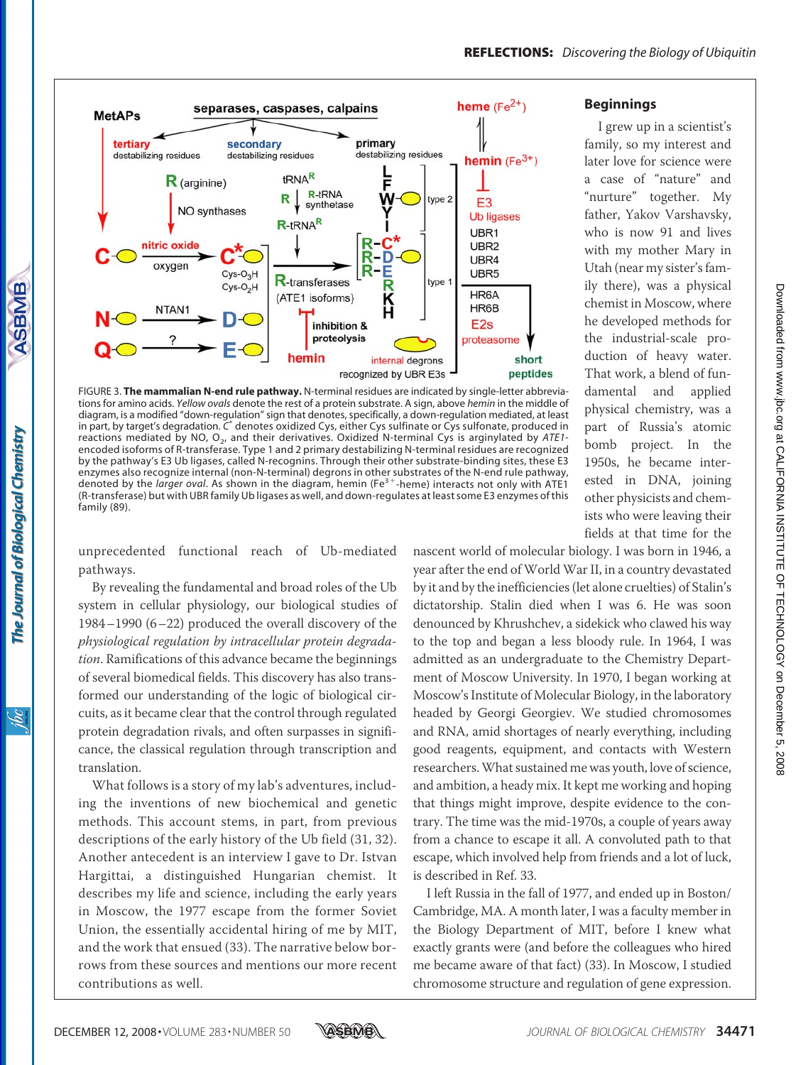FIGURE 3. **The mammalian N-end rule pathway.** N-terminal residues are indicated by single-letter abbreviations for amino acids. *Yellow ovals* denote the rest of a protein substrate. A sign, above *hemin* in the middle of diagram, is a modified "down-regulation" sign that denotes, specifically, a down-regulation mediated, at least in part, by target's degradation. C* denotes oxidized Cys, either Cys sulfinate or Cys sulfonate, produced in reactions mediated by NO, $O_2$, and their derivatives. Oxidized N-terminal Cys is arginylated by *ATE1*-encoded isoforms of R-transferase. Type 1 and 2 primary destabilizing N-terminal residues are recognized by the pathway's E3 Ub ligases, called N-recognins. Through their other substrate-binding sites, these E3 enzymes also recognize internal (non-N-terminal) degrons in other substrates of the N-end rule pathway, denoted by the *larger oval*. As shown in the diagram, hemin ($Fe^{3+}$-heme) interacts not only with ATE1 (R-transferase) but with UBR family Ub ligases as well, and down-regulates at least some E3 enzymes of this family (89).

unprecedented functional reach of Ub-mediated pathways.

By revealing the fundamental and broad roles of the Ub system in cellular physiology, our biological studies of 1984–1990 (6–22) produced the overall discovery of the *physiological regulation by intracellular protein degradation*. Ramifications of this advance became the beginnings of several biomedical fields. This discovery has also transformed our understanding of the logic of biological circuits, as it became clear that the control through regulated protein degradation rivals, and often surpasses in significance, the classical regulation through transcription and translation.

What follows is a story of my lab's adventures, including the inventions of new biochemical and genetic methods. This account stems, in part, from previous descriptions of the early history of the Ub field (31, 32). Another antecedent is an interview I gave to Dr. Istvan Hargittai, a distinguished Hungarian chemist. It describes my life and science, including the early years in Moscow, the 1977 escape from the former Soviet Union, the essentially accidental hiring of me by MIT, and the work that ensued (33). The narrative below borrows from these sources and mentions our more recent contributions as well.

## Beginnings

I grew up in a scientist's family, so my interest and later love for science were a case of "nature" and "nurture" together. My father, Yakov Varshavsky, who is now 91 and lives with my mother Mary in Utah (near my sister's family there), was a physical chemist in Moscow, where he developed methods for the industrial-scale production of heavy water. That work, a blend of fundamental and applied physical chemistry, was a part of Russia's atomic bomb project. In the 1950s, he became interested in DNA, joining other physicists and chemists who were leaving their fields at that time for the nascent world of molecular biology. I was born in 1946, a year after the end of World War II, in a country devastated by it and by the inefficiencies (let alone cruelties) of Stalin's dictatorship. Stalin died when I was 6. He was soon denounced by Khrushchev, a sidekick who clawed his way to the top and began a less bloody rule. In 1964, I was admitted as an undergraduate to the Chemistry Department of Moscow University. In 1970, I began working at Moscow's Institute of Molecular Biology, in the laboratory headed by Georgi Georgiev. We studied chromosomes and RNA, amid shortages of nearly everything, including good reagents, equipment, and contacts with Western researchers. What sustained me was youth, love of science, and ambition, a heady mix. It kept me working and hoping that things might improve, despite evidence to the contrary. The time was the mid-1970s, a couple of years away from a chance to escape it all. A convoluted path to that escape, which involved help from friends and a lot of luck, is described in Ref. 33.

I left Russia in the fall of 1977, and ended up in Boston/Cambridge, MA. A month later, I was a faculty member in the Biology Department of MIT, before I knew what exactly grants were (and before the colleagues who hired me became aware of that fact) (33). In Moscow, I studied chromosome structure and regulation of gene expression.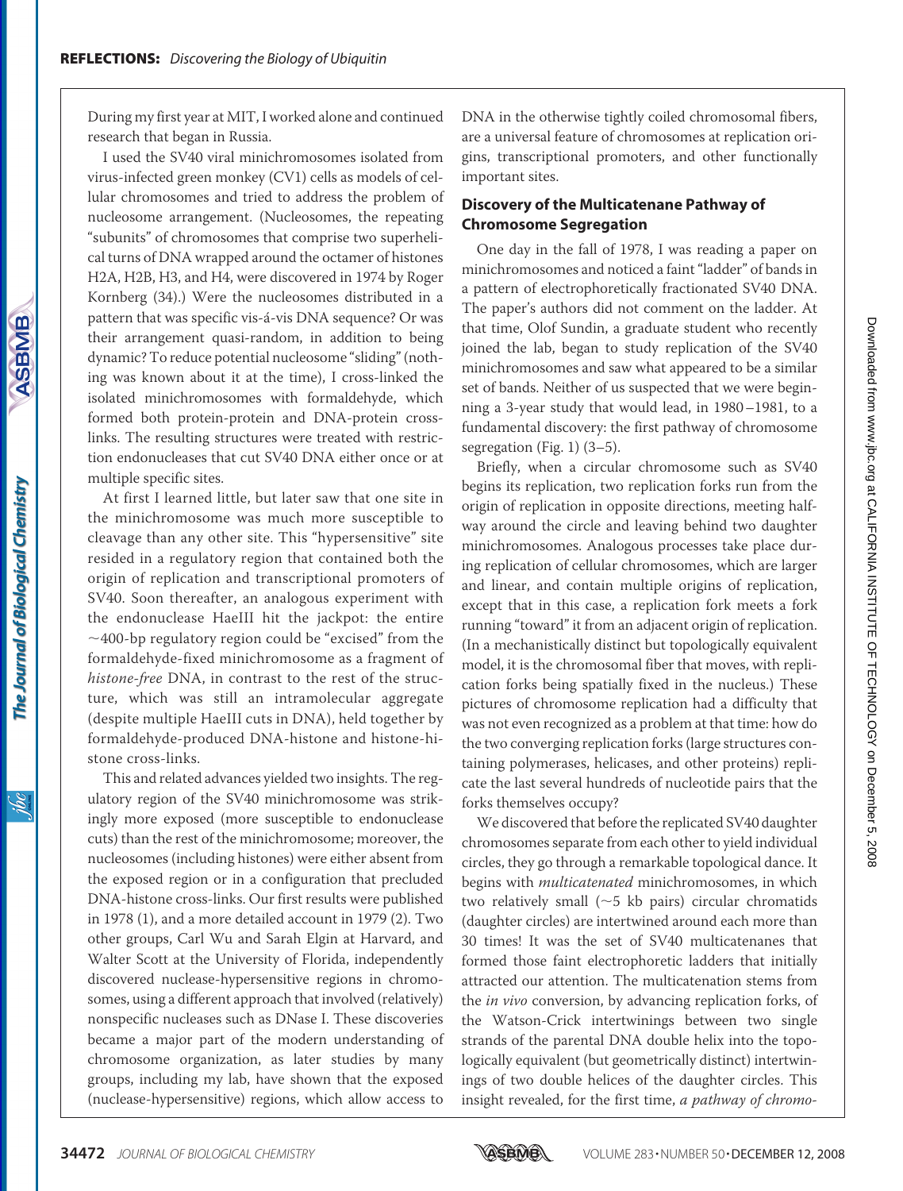During my first year at MIT, I worked alone and continued research that began in Russia.

I used the SV40 viral minichromosomes isolated from virus-infected green monkey (CV1) cells as models of cellular chromosomes and tried to address the problem of nucleosome arrangement. (Nucleosomes, the repeating "subunits" of chromosomes that comprise two superhelical turns of DNA wrapped around the octamer of histones H2A, H2B, H3, and H4, were discovered in 1974 by Roger Kornberg (34).) Were the nucleosomes distributed in a pattern that was specific vis-á-vis DNA sequence? Or was their arrangement quasi-random, in addition to being dynamic? To reduce potential nucleosome "sliding" (nothing was known about it at the time), I cross-linked the isolated minichromosomes with formaldehyde, which formed both protein-protein and DNA-protein cross-links. The resulting structures were treated with restriction endonucleases that cut SV40 DNA either once or at multiple specific sites.

At first I learned little, but later saw that one site in the minichromosome was much more susceptible to cleavage than any other site. This "hypersensitive" site resided in a regulatory region that contained both the origin of replication and transcriptional promoters of SV40. Soon thereafter, an analogous experiment with the endonuclease HaeIII hit the jackpot: the entire ~400-bp regulatory region could be "excised" from the formaldehyde-fixed minichromosome as a fragment of *histone-free* DNA, in contrast to the rest of the structure, which was still an intramolecular aggregate (despite multiple HaeIII cuts in DNA), held together by formaldehyde-produced DNA-histone and histone-histone cross-links.

This and related advances yielded two insights. The regulatory region of the SV40 minichromosome was strikingly more exposed (more susceptible to endonuclease cuts) than the rest of the minichromosome; moreover, the nucleosomes (including histones) were either absent from the exposed region or in a configuration that precluded DNA-histone cross-links. Our first results were published in 1978 (1), and a more detailed account in 1979 (2). Two other groups, Carl Wu and Sarah Elgin at Harvard, and Walter Scott at the University of Florida, independently discovered nuclease-hypersensitive regions in chromosomes, using a different approach that involved (relatively) nonspecific nucleases such as DNase I. These discoveries became a major part of the modern understanding of chromosome organization, as later studies by many groups, including my lab, have shown that the exposed (nuclease-hypersensitive) regions, which allow access to DNA in the otherwise tightly coiled chromosomal fibers, are a universal feature of chromosomes at replication origins, transcriptional promoters, and other functionally important sites.

### Discovery of the Multicatenane Pathway of Chromosome Segregation

One day in the fall of 1978, I was reading a paper on minichromosomes and noticed a faint "ladder" of bands in a pattern of electrophoretically fractionated SV40 DNA. The paper's authors did not comment on the ladder. At that time, Olof Sundin, a graduate student who recently joined the lab, began to study replication of the SV40 minichromosomes and saw what appeared to be a similar set of bands. Neither of us suspected that we were beginning a 3-year study that would lead, in 1980–1981, to a fundamental discovery: the first pathway of chromosome segregation (Fig. 1) (3–5).

Briefly, when a circular chromosome such as SV40 begins its replication, two replication forks run from the origin of replication in opposite directions, meeting halfway around the circle and leaving behind two daughter minichromosomes. Analogous processes take place during replication of cellular chromosomes, which are larger and linear, and contain multiple origins of replication, except that in this case, a replication fork meets a fork running "toward" it from an adjacent origin of replication. (In a mechanistically distinct but topologically equivalent model, it is the chromosomal fiber that moves, with replication forks being spatially fixed in the nucleus.) These pictures of chromosome replication had a difficulty that was not even recognized as a problem at that time: how do the two converging replication forks (large structures containing polymerases, helicases, and other proteins) replicate the last several hundreds of nucleotide pairs that the forks themselves occupy?

We discovered that before the replicated SV40 daughter chromosomes separate from each other to yield individual circles, they go through a remarkable topological dance. It begins with *multicatenated* minichromosomes, in which two relatively small (~5 kb pairs) circular chromatids (daughter circles) are intertwined around each more than 30 times! It was the set of SV40 multicatenanes that formed those faint electrophoretic ladders that initially attracted our attention. The multicatenation stems from the *in vivo* conversion, by advancing replication forks, of the Watson-Crick intertwinings between two single strands of the parental DNA double helix into the topologically equivalent (but geometrically distinct) intertwinings of two double helices of the daughter circles. This insight revealed, for the first time, *a pathway of chromo-*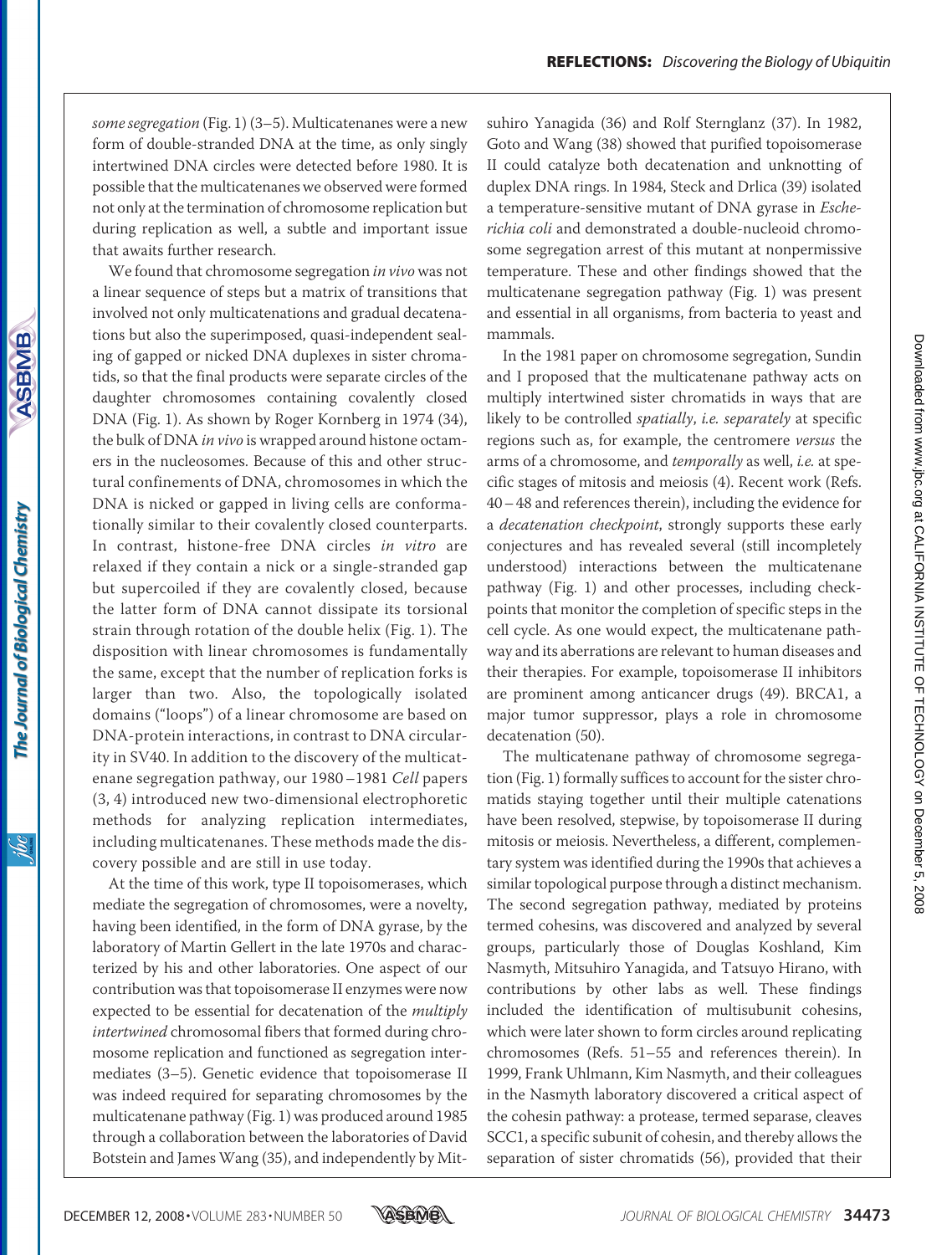*some segregation* (Fig. 1) (3–5). Multicatenanes were a new form of double-stranded DNA at the time, as only singly intertwined DNA circles were detected before 1980. It is possible that the multicatenanes we observed were formed not only at the termination of chromosome replication but during replication as well, a subtle and important issue that awaits further research.

We found that chromosome segregation *in vivo* was not a linear sequence of steps but a matrix of transitions that involved not only multicatenations and gradual decatenations but also the superimposed, quasi-independent sealing of gapped or nicked DNA duplexes in sister chromatids, so that the final products were separate circles of the daughter chromosomes containing covalently closed DNA (Fig. 1). As shown by Roger Kornberg in 1974 (34), the bulk of DNA *in vivo* is wrapped around histone octamers in the nucleosomes. Because of this and other structural confinements of DNA, chromosomes in which the DNA is nicked or gapped in living cells are conformationally similar to their covalently closed counterparts. In contrast, histone-free DNA circles *in vitro* are relaxed if they contain a nick or a single-stranded gap but supercoiled if they are covalently closed, because the latter form of DNA cannot dissipate its torsional strain through rotation of the double helix (Fig. 1). The disposition with linear chromosomes is fundamentally the same, except that the number of replication forks is larger than two. Also, the topologically isolated domains ("loops") of a linear chromosome are based on DNA-protein interactions, in contrast to DNA circularity in SV40. In addition to the discovery of the multicatenane segregation pathway, our 1980–1981 *Cell* papers (3, 4) introduced new two-dimensional electrophoretic methods for analyzing replication intermediates, including multicatenanes. These methods made the discovery possible and are still in use today.

At the time of this work, type II topoisomerases, which mediate the segregation of chromosomes, were a novelty, having been identified, in the form of DNA gyrase, by the laboratory of Martin Gellert in the late 1970s and characterized by his and other laboratories. One aspect of our contribution was that topoisomerase II enzymes were now expected to be essential for decatenation of the *multiply intertwined* chromosomal fibers that formed during chromosome replication and functioned as segregation intermediates (3–5). Genetic evidence that topoisomerase II was indeed required for separating chromosomes by the multicatenane pathway (Fig. 1) was produced around 1985 through a collaboration between the laboratories of David Botstein and James Wang (35), and independently by Mitsuhiro Yanagida (36) and Rolf Sternglanz (37). In 1982, Goto and Wang (38) showed that purified topoisomerase II could catalyze both decatenation and unknotting of duplex DNA rings. In 1984, Steck and Drlica (39) isolated a temperature-sensitive mutant of DNA gyrase in *Escherichia coli* and demonstrated a double-nucleoid chromosome segregation arrest of this mutant at nonpermissive temperature. These and other findings showed that the multicatenane segregation pathway (Fig. 1) was present and essential in all organisms, from bacteria to yeast and mammals.

In the 1981 paper on chromosome segregation, Sundin and I proposed that the multicatenane pathway acts on multiply intertwined sister chromatids in ways that are likely to be controlled *spatially*, *i.e. separately* at specific regions such as, for example, the centromere *versus* the arms of a chromosome, and *temporally* as well, *i.e.* at specific stages of mitosis and meiosis (4). Recent work (Refs. 40–48 and references therein), including the evidence for a *decatenation checkpoint*, strongly supports these early conjectures and has revealed several (still incompletely understood) interactions between the multicatenane pathway (Fig. 1) and other processes, including checkpoints that monitor the completion of specific steps in the cell cycle. As one would expect, the multicatenane pathway and its aberrations are relevant to human diseases and their therapies. For example, topoisomerase II inhibitors are prominent among anticancer drugs (49). BRCA1, a major tumor suppressor, plays a role in chromosome decatenation (50).

The multicatenane pathway of chromosome segregation (Fig. 1) formally suffices to account for the sister chromatids staying together until their multiple catenations have been resolved, stepwise, by topoisomerase II during mitosis or meiosis. Nevertheless, a different, complementary system was identified during the 1990s that achieves a similar topological purpose through a distinct mechanism. The second segregation pathway, mediated by proteins termed cohesins, was discovered and analyzed by several groups, particularly those of Douglas Koshland, Kim Nasmyth, Mitsuhiro Yanagida, and Tatsuyo Hirano, with contributions by other labs as well. These findings included the identification of multisubunit cohesins, which were later shown to form circles around replicating chromosomes (Refs. 51–55 and references therein). In 1999, Frank Uhlmann, Kim Nasmyth, and their colleagues in the Nasmyth laboratory discovered a critical aspect of the cohesin pathway: a protease, termed separase, cleaves SCC1, a specific subunit of cohesin, and thereby allows the separation of sister chromatids (56), provided that their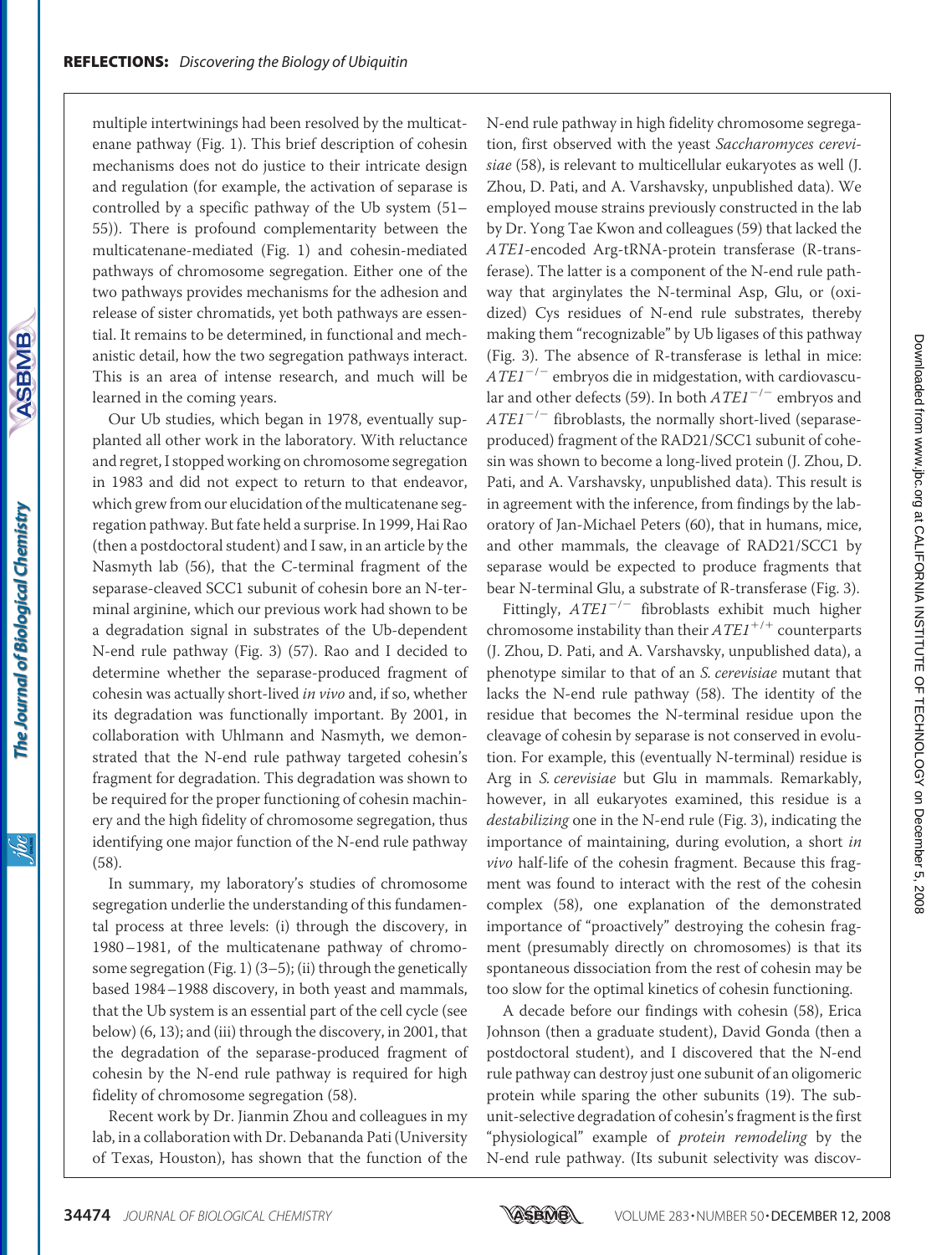multiple intertwinings had been resolved by the multicatenane pathway (Fig. 1). This brief description of cohesin mechanisms does not do justice to their intricate design and regulation (for example, the activation of separase is controlled by a specific pathway of the Ub system (51–55)). There is profound complementarity between the multicatenane-mediated (Fig. 1) and cohesin-mediated pathways of chromosome segregation. Either one of the two pathways provides mechanisms for the adhesion and release of sister chromatids, yet both pathways are essential. It remains to be determined, in functional and mechanistic detail, how the two segregation pathways interact. This is an area of intense research, and much will be learned in the coming years.

Our Ub studies, which began in 1978, eventually supplanted all other work in the laboratory. With reluctance and regret, I stopped working on chromosome segregation in 1983 and did not expect to return to that endeavor, which grew from our elucidation of the multicatenane segregation pathway. But fate held a surprise. In 1999, Hai Rao (then a postdoctoral student) and I saw, in an article by the Nasmyth lab (56), that the C-terminal fragment of the separase-cleaved SCC1 subunit of cohesin bore an N-terminal arginine, which our previous work had shown to be a degradation signal in substrates of the Ub-dependent N-end rule pathway (Fig. 3) (57). Rao and I decided to determine whether the separase-produced fragment of cohesin was actually short-lived *in vivo* and, if so, whether its degradation was functionally important. By 2001, in collaboration with Uhlmann and Nasmyth, we demonstrated that the N-end rule pathway targeted cohesin's fragment for degradation. This degradation was shown to be required for the proper functioning of cohesin machinery and the high fidelity of chromosome segregation, thus identifying one major function of the N-end rule pathway (58).

In summary, my laboratory's studies of chromosome segregation underlie the understanding of this fundamental process at three levels: (i) through the discovery, in 1980–1981, of the multicatenane pathway of chromosome segregation (Fig. 1) (3–5); (ii) through the genetically based 1984–1988 discovery, in both yeast and mammals, that the Ub system is an essential part of the cell cycle (see below) (6, 13); and (iii) through the discovery, in 2001, that the degradation of the separase-produced fragment of cohesin by the N-end rule pathway is required for high fidelity of chromosome segregation (58).

Recent work by Dr. Jianmin Zhou and colleagues in my lab, in a collaboration with Dr. Debananda Pati (University of Texas, Houston), has shown that the function of the N-end rule pathway in high fidelity chromosome segregation, first observed with the yeast *Saccharomyces cerevisiae* (58), is relevant to multicellular eukaryotes as well (J. Zhou, D. Pati, and A. Varshavsky, unpublished data). We employed mouse strains previously constructed in the lab by Dr. Yong Tae Kwon and colleagues (59) that lacked the *ATE1*-encoded Arg-tRNA-protein transferase (R-transferase). The latter is a component of the N-end rule pathway that arginylates the N-terminal Asp, Glu, or (oxidized) Cys residues of N-end rule substrates, thereby making them "recognizable" by Ub ligases of this pathway (Fig. 3). The absence of R-transferase is lethal in mice: $ATE1^{-/-}$ embryos die in midgestation, with cardiovascular and other defects (59). In both $ATE1^{-/-}$ embryos and $ATE1^{-/-}$ fibroblasts, the normally short-lived (separase-produced) fragment of the RAD21/SCC1 subunit of cohesin was shown to become a long-lived protein (J. Zhou, D. Pati, and A. Varshavsky, unpublished data). This result is in agreement with the inference, from findings by the laboratory of Jan-Michael Peters (60), that in humans, mice, and other mammals, the cleavage of RAD21/SCC1 by separase would be expected to produce fragments that bear N-terminal Glu, a substrate of R-transferase (Fig. 3).

Fittingly, $ATE1^{-/-}$ fibroblasts exhibit much higher chromosome instability than their $ATE1^{+/+}$ counterparts (J. Zhou, D. Pati, and A. Varshavsky, unpublished data), a phenotype similar to that of an *S. cerevisiae* mutant that lacks the N-end rule pathway (58). The identity of the residue that becomes the N-terminal residue upon the cleavage of cohesin by separase is not conserved in evolution. For example, this (eventually N-terminal) residue is Arg in *S. cerevisiae* but Glu in mammals. Remarkably, however, in all eukaryotes examined, this residue is a *destabilizing* one in the N-end rule (Fig. 3), indicating the importance of maintaining, during evolution, a short *in vivo* half-life of the cohesin fragment. Because this fragment was found to interact with the rest of the cohesin complex (58), one explanation of the demonstrated importance of "proactively" destroying the cohesin fragment (presumably directly on chromosomes) is that its spontaneous dissociation from the rest of cohesin may be too slow for the optimal kinetics of cohesin functioning.

A decade before our findings with cohesin (58), Erica Johnson (then a graduate student), David Gonda (then a postdoctoral student), and I discovered that the N-end rule pathway can destroy just one subunit of an oligomeric protein while sparing the other subunits (19). The subunit-selective degradation of cohesin's fragment is the first "physiological" example of *protein remodeling* by the N-end rule pathway. (Its subunit selectivity was discov-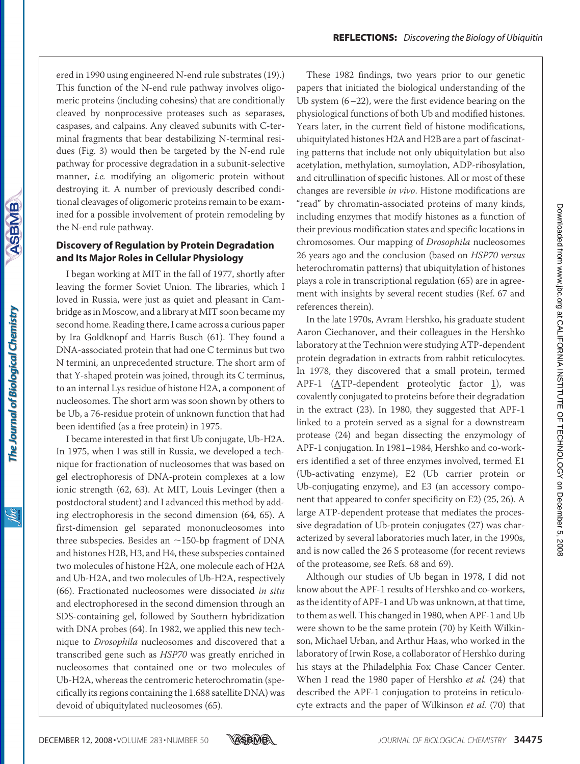ered in 1990 using engineered N-end rule substrates (19).) This function of the N-end rule pathway involves oligomeric proteins (including cohesins) that are conditionally cleaved by nonprocessive proteases such as separases, caspases, and calpains. Any cleaved subunits with C-terminal fragments that bear destabilizing N-terminal residues (Fig. 3) would then be targeted by the N-end rule pathway for processive degradation in a subunit-selective manner, *i.e.* modifying an oligomeric protein without destroying it. A number of previously described conditional cleavages of oligomeric proteins remain to be examined for a possible involvement of protein remodeling by the N-end rule pathway.

## Discovery of Regulation by Protein Degradation and Its Major Roles in Cellular Physiology

I began working at MIT in the fall of 1977, shortly after leaving the former Soviet Union. The libraries, which I loved in Russia, were just as quiet and pleasant in Cambridge as in Moscow, and a library at MIT soon became my second home. Reading there, I came across a curious paper by Ira Goldknopf and Harris Busch (61). They found a DNA-associated protein that had one C terminus but two N termini, an unprecedented structure. The short arm of that Y-shaped protein was joined, through its C terminus, to an internal Lys residue of histone H2A, a component of nucleosomes. The short arm was soon shown by others to be Ub, a 76-residue protein of unknown function that had been identified (as a free protein) in 1975.

I became interested in that first Ub conjugate, Ub-H2A. In 1975, when I was still in Russia, we developed a technique for fractionation of nucleosomes that was based on gel electrophoresis of DNA-protein complexes at a low ionic strength (62, 63). At MIT, Louis Levinger (then a postdoctoral student) and I advanced this method by adding electrophoresis in the second dimension (64, 65). A first-dimension gel separated mononucleosomes into three subspecies. Besides an ~150-bp fragment of DNA and histones H2B, H3, and H4, these subspecies contained two molecules of histone H2A, one molecule each of H2A and Ub-H2A, and two molecules of Ub-H2A, respectively (66). Fractionated nucleosomes were dissociated *in situ* and electrophoresed in the second dimension through an SDS-containing gel, followed by Southern hybridization with DNA probes (64). In 1982, we applied this new technique to *Drosophila* nucleosomes and discovered that a transcribed gene such as *HSP70* was greatly enriched in nucleosomes that contained one or two molecules of Ub-H2A, whereas the centromeric heterochromatin (specifically its regions containing the 1.688 satellite DNA) was devoid of ubiquitylated nucleosomes (65).

These 1982 findings, two years prior to our genetic papers that initiated the biological understanding of the Ub system (6–22), were the first evidence bearing on the physiological functions of both Ub and modified histones. Years later, in the current field of histone modifications, ubiquitylated histones H2A and H2B are a part of fascinating patterns that include not only ubiquitylation but also acetylation, methylation, sumoylation, ADP-ribosylation, and citrullination of specific histones. All or most of these changes are reversible *in vivo*. Histone modifications are "read" by chromatin-associated proteins of many kinds, including enzymes that modify histones as a function of their previous modification states and specific locations in chromosomes. Our mapping of *Drosophila* nucleosomes 26 years ago and the conclusion (based on *HSP70 versus* heterochromatin patterns) that ubiquitylation of histones plays a role in transcriptional regulation (65) are in agreement with insights by several recent studies (Ref. 67 and references therein).

In the late 1970s, Avram Hershko, his graduate student Aaron Ciechanover, and their colleagues in the Hershko laboratory at the Technion were studying ATP-dependent protein degradation in extracts from rabbit reticulocytes. In 1978, they discovered that a small protein, termed APF-1 (ATP-dependent proteolytic factor 1), was covalently conjugated to proteins before their degradation in the extract (23). In 1980, they suggested that APF-1 linked to a protein served as a signal for a downstream protease (24) and began dissecting the enzymology of APF-1 conjugation. In 1981–1984, Hershko and co-workers identified a set of three enzymes involved, termed E1 (Ub-activating enzyme), E2 (Ub carrier protein or Ub-conjugating enzyme), and E3 (an accessory component that appeared to confer specificity on E2) (25, 26). A large ATP-dependent protease that mediates the processive degradation of Ub-protein conjugates (27) was characterized by several laboratories much later, in the 1990s, and is now called the 26 S proteasome (for recent reviews of the proteasome, see Refs. 68 and 69).

Although our studies of Ub began in 1978, I did not know about the APF-1 results of Hershko and co-workers, as the identity of APF-1 and Ub was unknown, at that time, to them as well. This changed in 1980, when APF-1 and Ub were shown to be the same protein (70) by Keith Wilkinson, Michael Urban, and Arthur Haas, who worked in the laboratory of Irwin Rose, a collaborator of Hershko during his stays at the Philadelphia Fox Chase Cancer Center. When I read the 1980 paper of Hershko *et al.* (24) that described the APF-1 conjugation to proteins in reticulocyte extracts and the paper of Wilkinson *et al.* (70) that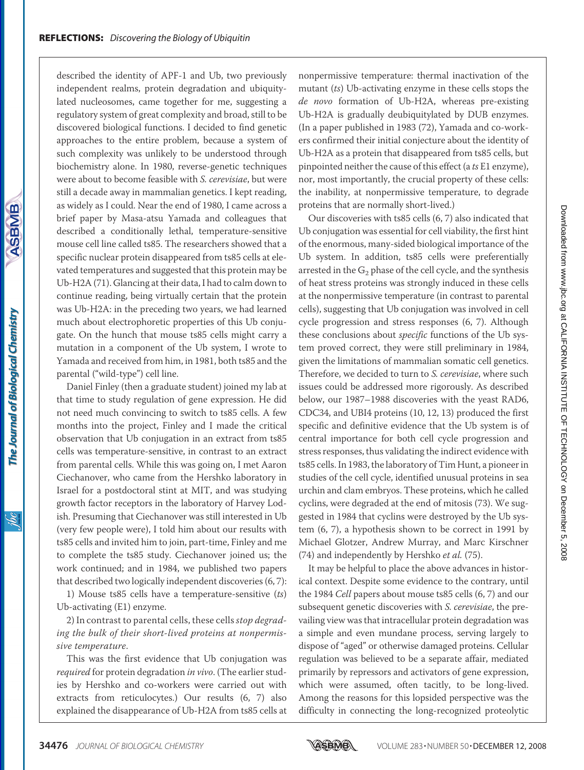described the identity of APF-1 and Ub, two previously independent realms, protein degradation and ubiquitylated nucleosomes, came together for me, suggesting a regulatory system of great complexity and broad, still to be discovered biological functions. I decided to find genetic approaches to the entire problem, because a system of such complexity was unlikely to be understood through biochemistry alone. In 1980, reverse-genetic techniques were about to become feasible with *S. cerevisiae*, but were still a decade away in mammalian genetics. I kept reading, as widely as I could. Near the end of 1980, I came across a brief paper by Masa-atsu Yamada and colleagues that described a conditionally lethal, temperature-sensitive mouse cell line called ts85. The researchers showed that a specific nuclear protein disappeared from ts85 cells at elevated temperatures and suggested that this protein may be Ub-H2A (71). Glancing at their data, I had to calm down to continue reading, being virtually certain that the protein was Ub-H2A: in the preceding two years, we had learned much about electrophoretic properties of this Ub conjugate. On the hunch that mouse ts85 cells might carry a mutation in a component of the Ub system, I wrote to Yamada and received from him, in 1981, both ts85 and the parental ("wild-type") cell line.

Daniel Finley (then a graduate student) joined my lab at that time to study regulation of gene expression. He did not need much convincing to switch to ts85 cells. A few months into the project, Finley and I made the critical observation that Ub conjugation in an extract from ts85 cells was temperature-sensitive, in contrast to an extract from parental cells. While this was going on, I met Aaron Ciechanover, who came from the Hershko laboratory in Israel for a postdoctoral stint at MIT, and was studying growth factor receptors in the laboratory of Harvey Lodish. Presuming that Ciechanover was still interested in Ub (very few people were), I told him about our results with ts85 cells and invited him to join, part-time, Finley and me to complete the ts85 study. Ciechanover joined us; the work continued; and in 1984, we published two papers that described two logically independent discoveries (6, 7):

1) Mouse ts85 cells have a temperature-sensitive (*ts*) Ub-activating (E1) enzyme.

2) In contrast to parental cells, these cells *stop degrading the bulk of their short-lived proteins at nonpermissive temperature*.

This was the first evidence that Ub conjugation was *required* for protein degradation *in vivo*. (The earlier studies by Hershko and co-workers were carried out with extracts from reticulocytes.) Our results (6, 7) also explained the disappearance of Ub-H2A from ts85 cells at nonpermissive temperature: thermal inactivation of the mutant (*ts*) Ub-activating enzyme in these cells stops the *de novo* formation of Ub-H2A, whereas pre-existing Ub-H2A is gradually deubiquitylated by DUB enzymes. (In a paper published in 1983 (72), Yamada and co-workers confirmed their initial conjecture about the identity of Ub-H2A as a protein that disappeared from ts85 cells, but pinpointed neither the cause of this effect (a *ts* E1 enzyme), nor, most importantly, the crucial property of these cells: the inability, at nonpermissive temperature, to degrade proteins that are normally short-lived.)

Our discoveries with ts85 cells (6, 7) also indicated that Ub conjugation was essential for cell viability, the first hint of the enormous, many-sided biological importance of the Ub system. In addition, ts85 cells were preferentially arrested in the $G_2$ phase of the cell cycle, and the synthesis of heat stress proteins was strongly induced in these cells at the nonpermissive temperature (in contrast to parental cells), suggesting that Ub conjugation was involved in cell cycle progression and stress responses (6, 7). Although these conclusions about *specific* functions of the Ub system proved correct, they were still preliminary in 1984, given the limitations of mammalian somatic cell genetics. Therefore, we decided to turn to *S. cerevisiae*, where such issues could be addressed more rigorously. As described below, our 1987–1988 discoveries with the yeast RAD6, CDC34, and UBI4 proteins (10, 12, 13) produced the first specific and definitive evidence that the Ub system is of central importance for both cell cycle progression and stress responses, thus validating the indirect evidence with ts85 cells. In 1983, the laboratory of Tim Hunt, a pioneer in studies of the cell cycle, identified unusual proteins in sea urchin and clam embryos. These proteins, which he called cyclins, were degraded at the end of mitosis (73). We suggested in 1984 that cyclins were destroyed by the Ub system (6, 7), a hypothesis shown to be correct in 1991 by Michael Glotzer, Andrew Murray, and Marc Kirschner (74) and independently by Hershko *et al.* (75).

It may be helpful to place the above advances in historical context. Despite some evidence to the contrary, until the 1984 *Cell* papers about mouse ts85 cells (6, 7) and our subsequent genetic discoveries with *S. cerevisiae*, the prevailing view was that intracellular protein degradation was a simple and even mundane process, serving largely to dispose of "aged" or otherwise damaged proteins. Cellular regulation was believed to be a separate affair, mediated primarily by repressors and activators of gene expression, which were assumed, often tacitly, to be long-lived. Among the reasons for this lopsided perspective was the difficulty in connecting the long-recognized proteolytic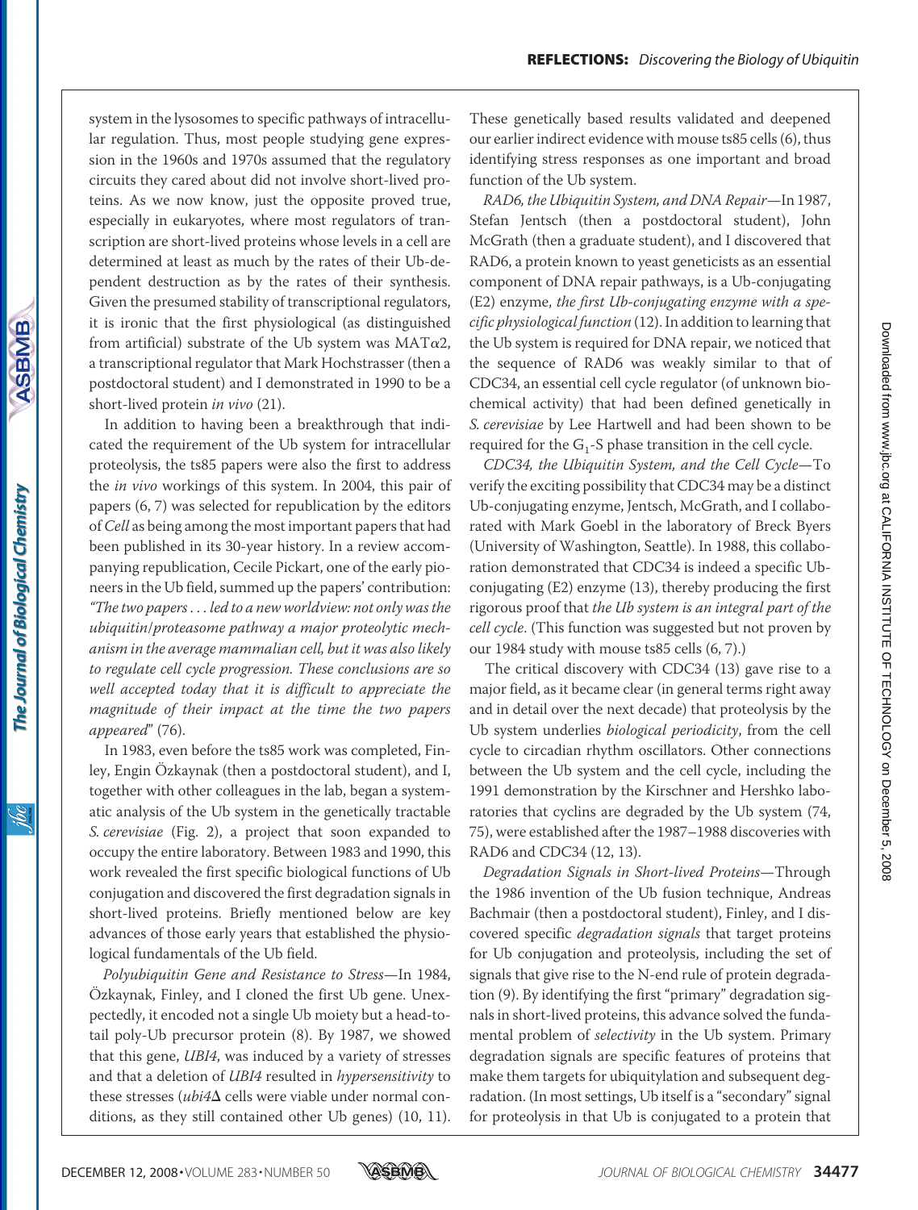system in the lysosomes to specific pathways of intracellular regulation. Thus, most people studying gene expression in the 1960s and 1970s assumed that the regulatory circuits they cared about did not involve short-lived proteins. As we now know, just the opposite proved true, especially in eukaryotes, where most regulators of transcription are short-lived proteins whose levels in a cell are determined at least as much by the rates of their Ub-dependent destruction as by the rates of their synthesis. Given the presumed stability of transcriptional regulators, it is ironic that the first physiological (as distinguished from artificial) substrate of the Ub system was MAT$\alpha$2, a transcriptional regulator that Mark Hochstrasser (then a postdoctoral student) and I demonstrated in 1990 to be a short-lived protein *in vivo* (21).

In addition to having been a breakthrough that indicated the requirement of the Ub system for intracellular proteolysis, the ts85 papers were also the first to address the *in vivo* workings of this system. In 2004, this pair of papers (6, 7) was selected for republication by the editors of *Cell* as being among the most important papers that had been published in its 30-year history. In a review accompanying republication, Cecile Pickart, one of the early pioneers in the Ub field, summed up the papers' contribution: *"The two papers . . . led to a new worldview: not only was the ubiquitin/proteasome pathway a major proteolytic mechanism in the average mammalian cell, but it was also likely to regulate cell cycle progression. These conclusions are so well accepted today that it is difficult to appreciate the magnitude of their impact at the time the two papers appeared"* (76).

In 1983, even before the ts85 work was completed, Finley, Engin Özkaynak (then a postdoctoral student), and I, together with other colleagues in the lab, began a systematic analysis of the Ub system in the genetically tractable *S. cerevisiae* (Fig. 2), a project that soon expanded to occupy the entire laboratory. Between 1983 and 1990, this work revealed the first specific biological functions of Ub conjugation and discovered the first degradation signals in short-lived proteins. Briefly mentioned below are key advances of those early years that established the physiological fundamentals of the Ub field.

*Polyubiquitin Gene and Resistance to Stress*—In 1984, Özkaynak, Finley, and I cloned the first Ub gene. Unexpectedly, it encoded not a single Ub moiety but a head-to-tail poly-Ub precursor protein (8). By 1987, we showed that this gene, *UBI4*, was induced by a variety of stresses and that a deletion of *UBI4* resulted in *hypersensitivity* to these stresses (*ubi4*$\Delta$ cells were viable under normal conditions, as they still contained other Ub genes) (10, 11). These genetically based results validated and deepened our earlier indirect evidence with mouse ts85 cells (6), thus identifying stress responses as one important and broad function of the Ub system.

*RAD6, the Ubiquitin System, and DNA Repair*—In 1987, Stefan Jentsch (then a postdoctoral student), John McGrath (then a graduate student), and I discovered that RAD6, a protein known to yeast geneticists as an essential component of DNA repair pathways, is a Ub-conjugating (E2) enzyme, *the first Ub-conjugating enzyme with a specific physiological function* (12). In addition to learning that the Ub system is required for DNA repair, we noticed that the sequence of RAD6 was weakly similar to that of CDC34, an essential cell cycle regulator (of unknown biochemical activity) that had been defined genetically in *S. cerevisiae* by Lee Hartwell and had been shown to be required for the $G_1$-S phase transition in the cell cycle.

*CDC34, the Ubiquitin System, and the Cell Cycle*—To verify the exciting possibility that CDC34 may be a distinct Ub-conjugating enzyme, Jentsch, McGrath, and I collaborated with Mark Goebl in the laboratory of Breck Byers (University of Washington, Seattle). In 1988, this collaboration demonstrated that CDC34 is indeed a specific Ub-conjugating (E2) enzyme (13), thereby producing the first rigorous proof that *the Ub system is an integral part of the cell cycle*. (This function was suggested but not proven by our 1984 study with mouse ts85 cells (6, 7).)

The critical discovery with CDC34 (13) gave rise to a major field, as it became clear (in general terms right away and in detail over the next decade) that proteolysis by the Ub system underlies *biological periodicity*, from the cell cycle to circadian rhythm oscillators. Other connections between the Ub system and the cell cycle, including the 1991 demonstration by the Kirschner and Hershko laboratories that cyclins are degraded by the Ub system (74, 75), were established after the 1987–1988 discoveries with RAD6 and CDC34 (12, 13).

*Degradation Signals in Short-lived Proteins*—Through the 1986 invention of the Ub fusion technique, Andreas Bachmair (then a postdoctoral student), Finley, and I discovered specific *degradation signals* that target proteins for Ub conjugation and proteolysis, including the set of signals that give rise to the N-end rule of protein degradation (9). By identifying the first "primary" degradation signals in short-lived proteins, this advance solved the fundamental problem of *selectivity* in the Ub system. Primary degradation signals are specific features of proteins that make them targets for ubiquitylation and subsequent degradation. (In most settings, Ub itself is a "secondary" signal for proteolysis in that Ub is conjugated to a protein that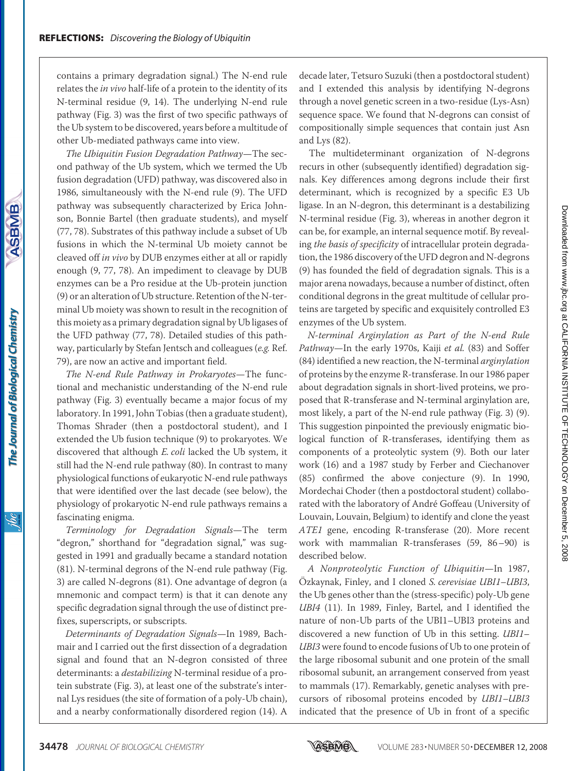contains a primary degradation signal.) The N-end rule relates the *in vivo* half-life of a protein to the identity of its N-terminal residue (9, 14). The underlying N-end rule pathway (Fig. 3) was the first of two specific pathways of the Ub system to be discovered, years before a multitude of other Ub-mediated pathways came into view.

*The Ubiquitin Fusion Degradation Pathway*—The second pathway of the Ub system, which we termed the Ub fusion degradation (UFD) pathway, was discovered also in 1986, simultaneously with the N-end rule (9). The UFD pathway was subsequently characterized by Erica Johnson, Bonnie Bartel (then graduate students), and myself (77, 78). Substrates of this pathway include a subset of Ub fusions in which the N-terminal Ub moiety cannot be cleaved off *in vivo* by DUB enzymes either at all or rapidly enough (9, 77, 78). An impediment to cleavage by DUB enzymes can be a Pro residue at the Ub-protein junction (9) or an alteration of Ub structure. Retention of the N-terminal Ub moiety was shown to result in the recognition of this moiety as a primary degradation signal by Ub ligases of the UFD pathway (77, 78). Detailed studies of this pathway, particularly by Stefan Jentsch and colleagues (*e.g.* Ref. 79), are now an active and important field.

*The N-end Rule Pathway in Prokaryotes*—The functional and mechanistic understanding of the N-end rule pathway (Fig. 3) eventually became a major focus of my laboratory. In 1991, John Tobias (then a graduate student), Thomas Shrader (then a postdoctoral student), and I extended the Ub fusion technique (9) to prokaryotes. We discovered that although *E. coli* lacked the Ub system, it still had the N-end rule pathway (80). In contrast to many physiological functions of eukaryotic N-end rule pathways that were identified over the last decade (see below), the physiology of prokaryotic N-end rule pathways remains a fascinating enigma.

*Terminology for Degradation Signals*—The term "degron," shorthand for "degradation signal," was suggested in 1991 and gradually became a standard notation (81). N-terminal degrons of the N-end rule pathway (Fig. 3) are called N-degrons (81). One advantage of degron (a mnemonic and compact term) is that it can denote any specific degradation signal through the use of distinct prefixes, superscripts, or subscripts.

*Determinants of Degradation Signals*—In 1989, Bachmair and I carried out the first dissection of a degradation signal and found that an N-degron consisted of three determinants: a *destabilizing* N-terminal residue of a protein substrate (Fig. 3), at least one of the substrate's internal Lys residues (the site of formation of a poly-Ub chain), and a nearby conformationally disordered region (14). A decade later, Tetsuro Suzuki (then a postdoctoral student) and I extended this analysis by identifying N-degrons through a novel genetic screen in a two-residue (Lys-Asn) sequence space. We found that N-degrons can consist of compositionally simple sequences that contain just Asn and Lys (82).

The multideterminant organization of N-degrons recurs in other (subsequently identified) degradation signals. Key differences among degrons include their first determinant, which is recognized by a specific E3 Ub ligase. In an N-degron, this determinant is a destabilizing N-terminal residue (Fig. 3), whereas in another degron it can be, for example, an internal sequence motif. By revealing *the basis of specificity* of intracellular protein degradation, the 1986 discovery of the UFD degron and N-degrons (9) has founded the field of degradation signals. This is a major arena nowadays, because a number of distinct, often conditional degrons in the great multitude of cellular proteins are targeted by specific and exquisitely controlled E3 enzymes of the Ub system.

*N-terminal Arginylation as Part of the N-end Rule Pathway*—In the early 1970s, Kaiji *et al.* (83) and Soffer (84) identified a new reaction, the N-terminal *arginylation* of proteins by the enzyme R-transferase. In our 1986 paper about degradation signals in short-lived proteins, we proposed that R-transferase and N-terminal arginylation are, most likely, a part of the N-end rule pathway (Fig. 3) (9). This suggestion pinpointed the previously enigmatic biological function of R-transferases, identifying them as components of a proteolytic system (9). Both our later work (16) and a 1987 study by Ferber and Ciechanover (85) confirmed the above conjecture (9). In 1990, Mordechai Choder (then a postdoctoral student) collaborated with the laboratory of André Goffeau (University of Louvain, Louvain, Belgium) to identify and clone the yeast *ATE1* gene, encoding R-transferase (20). More recent work with mammalian R-transferases (59, 86–90) is described below.

*A Nonproteolytic Function of Ubiquitin*—In 1987, Özkaynak, Finley, and I cloned *S. cerevisiae UBI1–UBI3*, the Ub genes other than the (stress-specific) poly-Ub gene *UBI4* (11). In 1989, Finley, Bartel, and I identified the nature of non-Ub parts of the UBI1–UBI3 proteins and discovered a new function of Ub in this setting. *UBI1–UBI3* were found to encode fusions of Ub to one protein of the large ribosomal subunit and one protein of the small ribosomal subunit, an arrangement conserved from yeast to mammals (17). Remarkably, genetic analyses with precursors of ribosomal proteins encoded by *UBI1–UBI3* indicated that the presence of Ub in front of a specific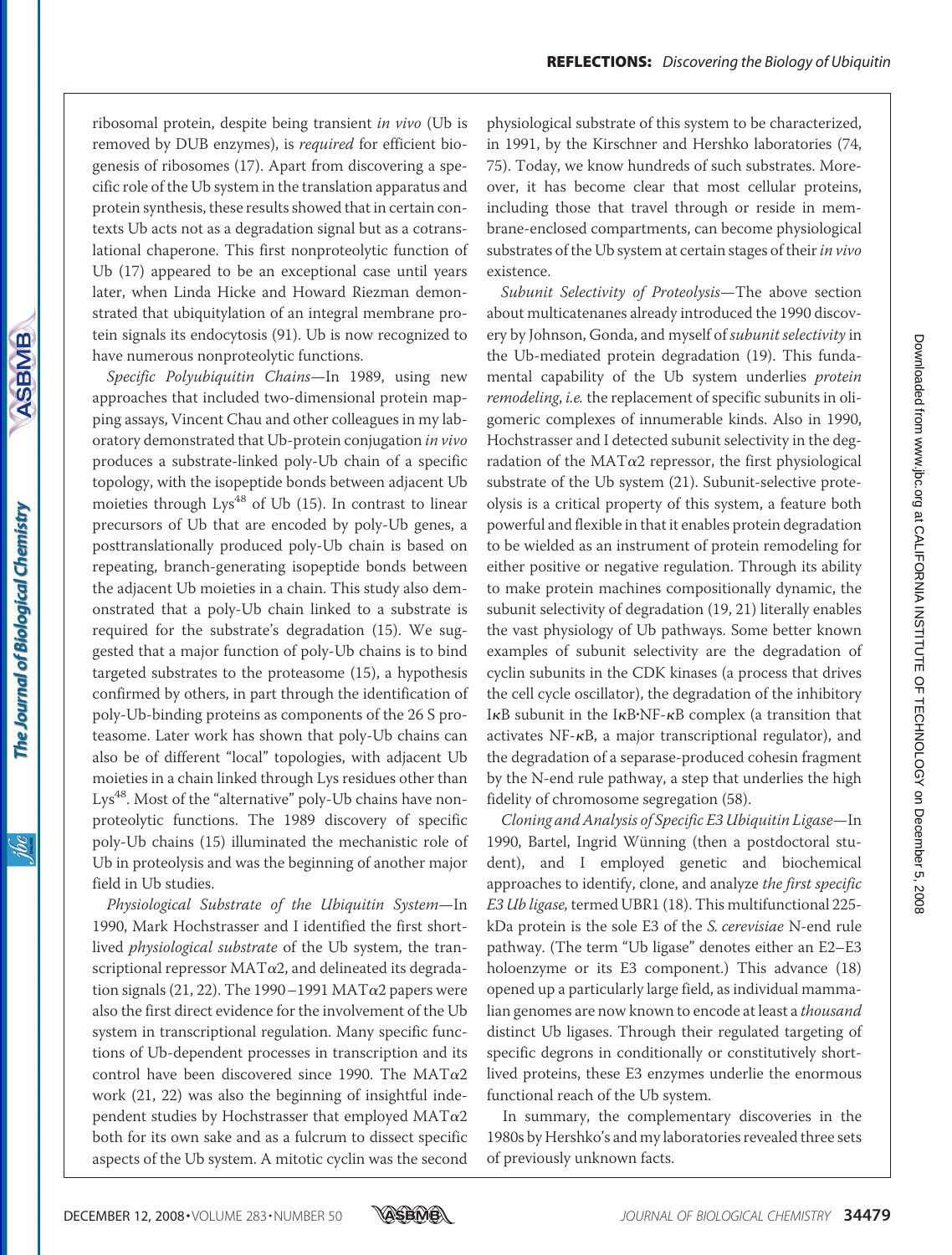ribosomal protein, despite being transient *in vivo* (Ub is removed by DUB enzymes), is *required* for efficient biogenesis of ribosomes (17). Apart from discovering a specific role of the Ub system in the translation apparatus and protein synthesis, these results showed that in certain contexts Ub acts not as a degradation signal but as a cotranslational chaperone. This first nonproteolytic function of Ub (17) appeared to be an exceptional case until years later, when Linda Hicke and Howard Riezman demonstrated that ubiquitylation of an integral membrane protein signals its endocytosis (91). Ub is now recognized to have numerous nonproteolytic functions.

*Specific Polyubiquitin Chains*—In 1989, using new approaches that included two-dimensional protein mapping assays, Vincent Chau and other colleagues in my laboratory demonstrated that Ub-protein conjugation *in vivo* produces a substrate-linked poly-Ub chain of a specific topology, with the isopeptide bonds between adjacent Ub moieties through $Lys^{48}$ of Ub (15). In contrast to linear precursors of Ub that are encoded by poly-Ub genes, a posttranslationally produced poly-Ub chain is based on repeating, branch-generating isopeptide bonds between the adjacent Ub moieties in a chain. This study also demonstrated that a poly-Ub chain linked to a substrate is required for the substrate's degradation (15). We suggested that a major function of poly-Ub chains is to bind targeted substrates to the proteasome (15), a hypothesis confirmed by others, in part through the identification of poly-Ub-binding proteins as components of the 26 S proteasome. Later work has shown that poly-Ub chains can also be of different "local" topologies, with adjacent Ub moieties in a chain linked through Lys residues other than $Lys^{48}$. Most of the "alternative" poly-Ub chains have nonproteolytic functions. The 1989 discovery of specific poly-Ub chains (15) illuminated the mechanistic role of Ub in proteolysis and was the beginning of another major field in Ub studies.

*Physiological Substrate of the Ubiquitin System*—In 1990, Mark Hochstrasser and I identified the first short-lived *physiological substrate* of the Ub system, the transcriptional repressor MAT$\alpha$2, and delineated its degradation signals (21, 22). The 1990–1991 MAT$\alpha$2 papers were also the first direct evidence for the involvement of the Ub system in transcriptional regulation. Many specific functions of Ub-dependent processes in transcription and its control have been discovered since 1990. The MAT$\alpha$2 work (21, 22) was also the beginning of insightful independent studies by Hochstrasser that employed MAT$\alpha$2 both for its own sake and as a fulcrum to dissect specific aspects of the Ub system. A mitotic cyclin was the second physiological substrate of this system to be characterized, in 1991, by the Kirschner and Hershko laboratories (74, 75). Today, we know hundreds of such substrates. Moreover, it has become clear that most cellular proteins, including those that travel through or reside in membrane-enclosed compartments, can become physiological substrates of the Ub system at certain stages of their *in vivo* existence.

*Subunit Selectivity of Proteolysis*—The above section about multicatenanes already introduced the 1990 discovery by Johnson, Gonda, and myself of *subunit selectivity* in the Ub-mediated protein degradation (19). This fundamental capability of the Ub system underlies *protein remodeling*, *i.e.* the replacement of specific subunits in oligomeric complexes of innumerable kinds. Also in 1990, Hochstrasser and I detected subunit selectivity in the degradation of the MAT$\alpha$2 repressor, the first physiological substrate of the Ub system (21). Subunit-selective proteolysis is a critical property of this system, a feature both powerful and flexible in that it enables protein degradation to be wielded as an instrument of protein remodeling for either positive or negative regulation. Through its ability to make protein machines compositionally dynamic, the subunit selectivity of degradation (19, 21) literally enables the vast physiology of Ub pathways. Some better known examples of subunit selectivity are the degradation of cyclin subunits in the CDK kinases (a process that drives the cell cycle oscillator), the degradation of the inhibitory I$\kappa$B subunit in the I$\kappa$B·NF-$\kappa$B complex (a transition that activates NF-$\kappa$B, a major transcriptional regulator), and the degradation of a separase-produced cohesin fragment by the N-end rule pathway, a step that underlies the high fidelity of chromosome segregation (58).

*Cloning and Analysis of Specific E3 Ubiquitin Ligase*—In 1990, Bartel, Ingrid Wünning (then a postdoctoral student), and I employed genetic and biochemical approaches to identify, clone, and analyze *the first specific E3 Ub ligase,* termed UBR1 (18). This multifunctional 225-kDa protein is the sole E3 of the *S. cerevisiae* N-end rule pathway. (The term "Ub ligase" denotes either an E2–E3 holoenzyme or its E3 component.) This advance (18) opened up a particularly large field, as individual mammalian genomes are now known to encode at least a *thousand* distinct Ub ligases. Through their regulated targeting of specific degrons in conditionally or constitutively short-lived proteins, these E3 enzymes underlie the enormous functional reach of the Ub system.

In summary, the complementary discoveries in the 1980s by Hershko's and my laboratories revealed three sets of previously unknown facts.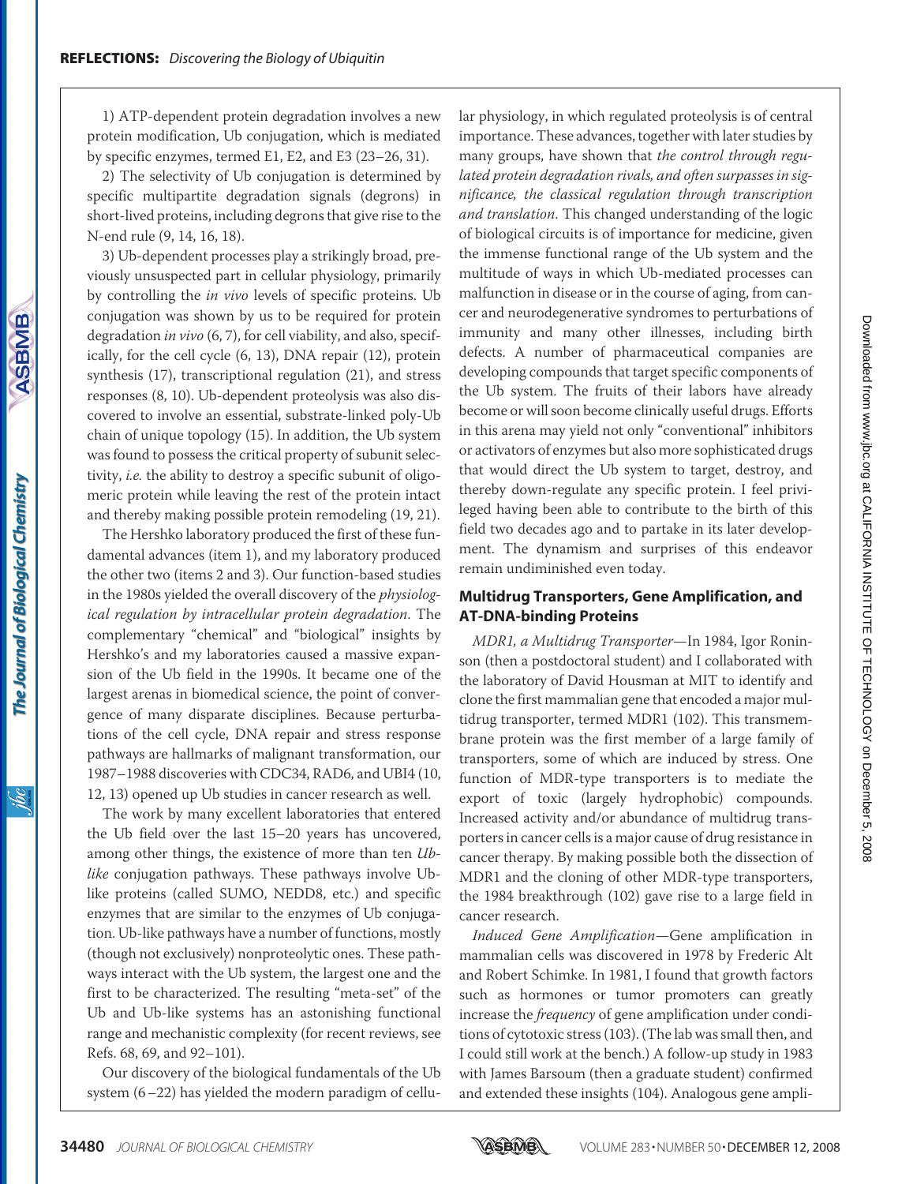1) ATP-dependent protein degradation involves a new protein modification, Ub conjugation, which is mediated by specific enzymes, termed E1, E2, and E3 (23–26, 31).

2) The selectivity of Ub conjugation is determined by specific multipartite degradation signals (degrons) in short-lived proteins, including degrons that give rise to the N-end rule (9, 14, 16, 18).

3) Ub-dependent processes play a strikingly broad, previously unsuspected part in cellular physiology, primarily by controlling the *in vivo* levels of specific proteins. Ub conjugation was shown by us to be required for protein degradation *in vivo* (6, 7), for cell viability, and also, specifically, for the cell cycle (6, 13), DNA repair (12), protein synthesis (17), transcriptional regulation (21), and stress responses (8, 10). Ub-dependent proteolysis was also discovered to involve an essential, substrate-linked poly-Ub chain of unique topology (15). In addition, the Ub system was found to possess the critical property of subunit selectivity, *i.e.* the ability to destroy a specific subunit of oligomeric protein while leaving the rest of the protein intact and thereby making possible protein remodeling (19, 21).

The Hershko laboratory produced the first of these fundamental advances (item 1), and my laboratory produced the other two (items 2 and 3). Our function-based studies in the 1980s yielded the overall discovery of the *physiological regulation by intracellular protein degradation*. The complementary "chemical" and "biological" insights by Hershko's and my laboratories caused a massive expansion of the Ub field in the 1990s. It became one of the largest arenas in biomedical science, the point of convergence of many disparate disciplines. Because perturbations of the cell cycle, DNA repair and stress response pathways are hallmarks of malignant transformation, our 1987–1988 discoveries with CDC34, RAD6, and UBI4 (10, 12, 13) opened up Ub studies in cancer research as well.

The work by many excellent laboratories that entered the Ub field over the last 15–20 years has uncovered, among other things, the existence of more than ten *Ub-like* conjugation pathways. These pathways involve Ub-like proteins (called SUMO, NEDD8, etc.) and specific enzymes that are similar to the enzymes of Ub conjugation. Ub-like pathways have a number of functions, mostly (though not exclusively) nonproteolytic ones. These pathways interact with the Ub system, the largest one and the first to be characterized. The resulting "meta-set" of the Ub and Ub-like systems has an astonishing functional range and mechanistic complexity (for recent reviews, see Refs. 68, 69, and 92–101).

Our discovery of the biological fundamentals of the Ub system (6–22) has yielded the modern paradigm of cellular physiology, in which regulated proteolysis is of central importance. These advances, together with later studies by many groups, have shown that *the control through regulated protein degradation rivals, and often surpasses in significance, the classical regulation through transcription and translation*. This changed understanding of the logic of biological circuits is of importance for medicine, given the immense functional range of the Ub system and the multitude of ways in which Ub-mediated processes can malfunction in disease or in the course of aging, from cancer and neurodegenerative syndromes to perturbations of immunity and many other illnesses, including birth defects. A number of pharmaceutical companies are developing compounds that target specific components of the Ub system. The fruits of their labors have already become or will soon become clinically useful drugs. Efforts in this arena may yield not only "conventional" inhibitors or activators of enzymes but also more sophisticated drugs that would direct the Ub system to target, destroy, and thereby down-regulate any specific protein. I feel privileged having been able to contribute to the birth of this field two decades ago and to partake in its later development. The dynamism and surprises of this endeavor remain undiminished even today.

## Multidrug Transporters, Gene Amplification, and AT-DNA-binding Proteins

*MDR1, a Multidrug Transporter*—In 1984, Igor Roninson (then a postdoctoral student) and I collaborated with the laboratory of David Housman at MIT to identify and clone the first mammalian gene that encoded a major multidrug transporter, termed MDR1 (102). This transmembrane protein was the first member of a large family of transporters, some of which are induced by stress. One function of MDR-type transporters is to mediate the export of toxic (largely hydrophobic) compounds. Increased activity and/or abundance of multidrug transporters in cancer cells is a major cause of drug resistance in cancer therapy. By making possible both the dissection of MDR1 and the cloning of other MDR-type transporters, the 1984 breakthrough (102) gave rise to a large field in cancer research.

*Induced Gene Amplification*—Gene amplification in mammalian cells was discovered in 1978 by Frederic Alt and Robert Schimke. In 1981, I found that growth factors such as hormones or tumor promoters can greatly increase the *frequency* of gene amplification under conditions of cytotoxic stress (103). (The lab was small then, and I could still work at the bench.) A follow-up study in 1983 with James Barsoum (then a graduate student) confirmed and extended these insights (104). Analogous gene ampli-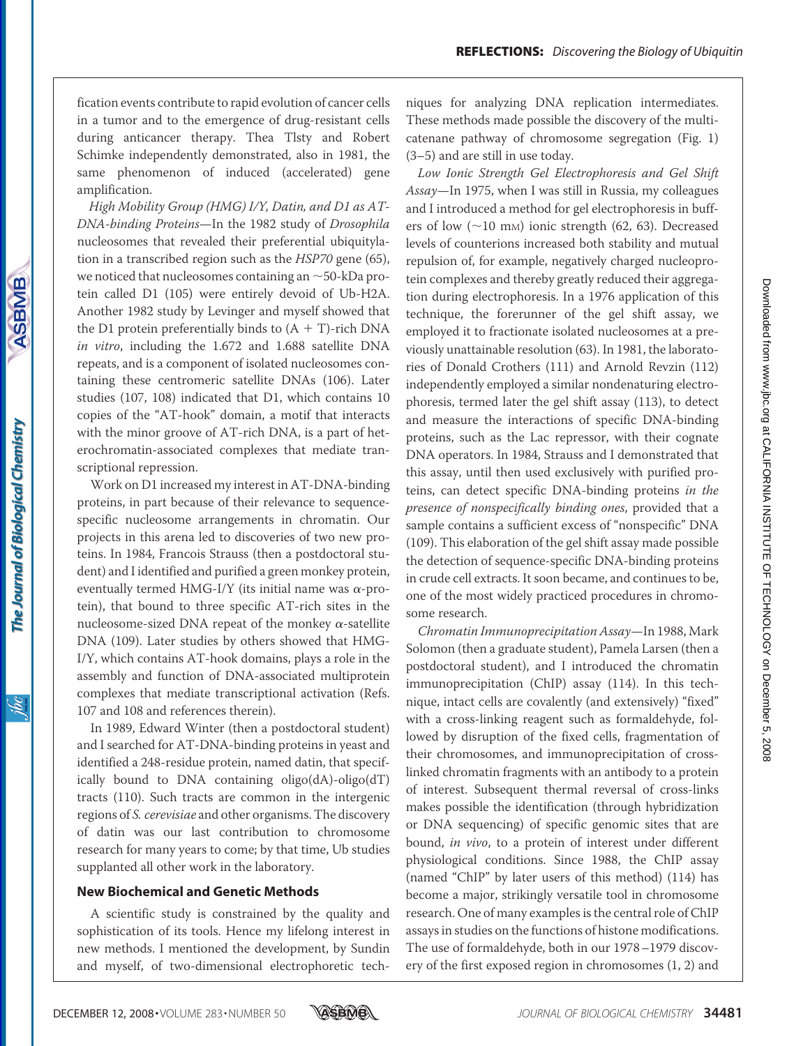fication events contribute to rapid evolution of cancer cells in a tumor and to the emergence of drug-resistant cells during anticancer therapy. Thea Tlsty and Robert Schimke independently demonstrated, also in 1981, the same phenomenon of induced (accelerated) gene amplification.

*High Mobility Group (HMG) I/Y, Datin, and D1 as AT-DNA-binding Proteins*—In the 1982 study of *Drosophila* nucleosomes that revealed their preferential ubiquitylation in a transcribed region such as the *HSP70* gene (65), we noticed that nucleosomes containing an ~50-kDa protein called D1 (105) were entirely devoid of Ub-H2A. Another 1982 study by Levinger and myself showed that the D1 protein preferentially binds to (A + T)-rich DNA *in vitro*, including the 1.672 and 1.688 satellite DNA repeats, and is a component of isolated nucleosomes containing these centromeric satellite DNAs (106). Later studies (107, 108) indicated that D1, which contains 10 copies of the "AT-hook" domain, a motif that interacts with the minor groove of AT-rich DNA, is a part of heterochromatin-associated complexes that mediate transcriptional repression.

Work on D1 increased my interest in AT-DNA-binding proteins, in part because of their relevance to sequence-specific nucleosome arrangements in chromatin. Our projects in this arena led to discoveries of two new proteins. In 1984, Francois Strauss (then a postdoctoral student) and I identified and purified a green monkey protein, eventually termed HMG-I/Y (its initial name was α-protein), that bound to three specific AT-rich sites in the nucleosome-sized DNA repeat of the monkey α-satellite DNA (109). Later studies by others showed that HMG-I/Y, which contains AT-hook domains, plays a role in the assembly and function of DNA-associated multiprotein complexes that mediate transcriptional activation (Refs. 107 and 108 and references therein).

In 1989, Edward Winter (then a postdoctoral student) and I searched for AT-DNA-binding proteins in yeast and identified a 248-residue protein, named datin, that specifically bound to DNA containing oligo(dA)-oligo(dT) tracts (110). Such tracts are common in the intergenic regions of *S. cerevisiae* and other organisms. The discovery of datin was our last contribution to chromosome research for many years to come; by that time, Ub studies supplanted all other work in the laboratory.

### New Biochemical and Genetic Methods

A scientific study is constrained by the quality and sophistication of its tools. Hence my lifelong interest in new methods. I mentioned the development, by Sundin and myself, of two-dimensional electrophoretic techniques for analyzing DNA replication intermediates. These methods made possible the discovery of the multicatenane pathway of chromosome segregation (Fig. 1) (3–5) and are still in use today.

*Low Ionic Strength Gel Electrophoresis and Gel Shift Assay*—In 1975, when I was still in Russia, my colleagues and I introduced a method for gel electrophoresis in buffers of low (~10 mM) ionic strength (62, 63). Decreased levels of counterions increased both stability and mutual repulsion of, for example, negatively charged nucleoprotein complexes and thereby greatly reduced their aggregation during electrophoresis. In a 1976 application of this technique, the forerunner of the gel shift assay, we employed it to fractionate isolated nucleosomes at a previously unattainable resolution (63). In 1981, the laboratories of Donald Crothers (111) and Arnold Revzin (112) independently employed a similar nondenaturing electrophoresis, termed later the gel shift assay (113), to detect and measure the interactions of specific DNA-binding proteins, such as the Lac repressor, with their cognate DNA operators. In 1984, Strauss and I demonstrated that this assay, until then used exclusively with purified proteins, can detect specific DNA-binding proteins *in the presence of nonspecifically binding ones*, provided that a sample contains a sufficient excess of "nonspecific" DNA (109). This elaboration of the gel shift assay made possible the detection of sequence-specific DNA-binding proteins in crude cell extracts. It soon became, and continues to be, one of the most widely practiced procedures in chromosome research.

*Chromatin Immunoprecipitation Assay*—In 1988, Mark Solomon (then a graduate student), Pamela Larsen (then a postdoctoral student), and I introduced the chromatin immunoprecipitation (ChIP) assay (114). In this technique, intact cells are covalently (and extensively) "fixed" with a cross-linking reagent such as formaldehyde, followed by disruption of the fixed cells, fragmentation of their chromosomes, and immunoprecipitation of cross-linked chromatin fragments with an antibody to a protein of interest. Subsequent thermal reversal of cross-links makes possible the identification (through hybridization or DNA sequencing) of specific genomic sites that are bound, *in vivo*, to a protein of interest under different physiological conditions. Since 1988, the ChIP assay (named "ChIP" by later users of this method) (114) has become a major, strikingly versatile tool in chromosome research. One of many examples is the central role of ChIP assays in studies on the functions of histone modifications. The use of formaldehyde, both in our 1978–1979 discovery of the first exposed region in chromosomes (1, 2) and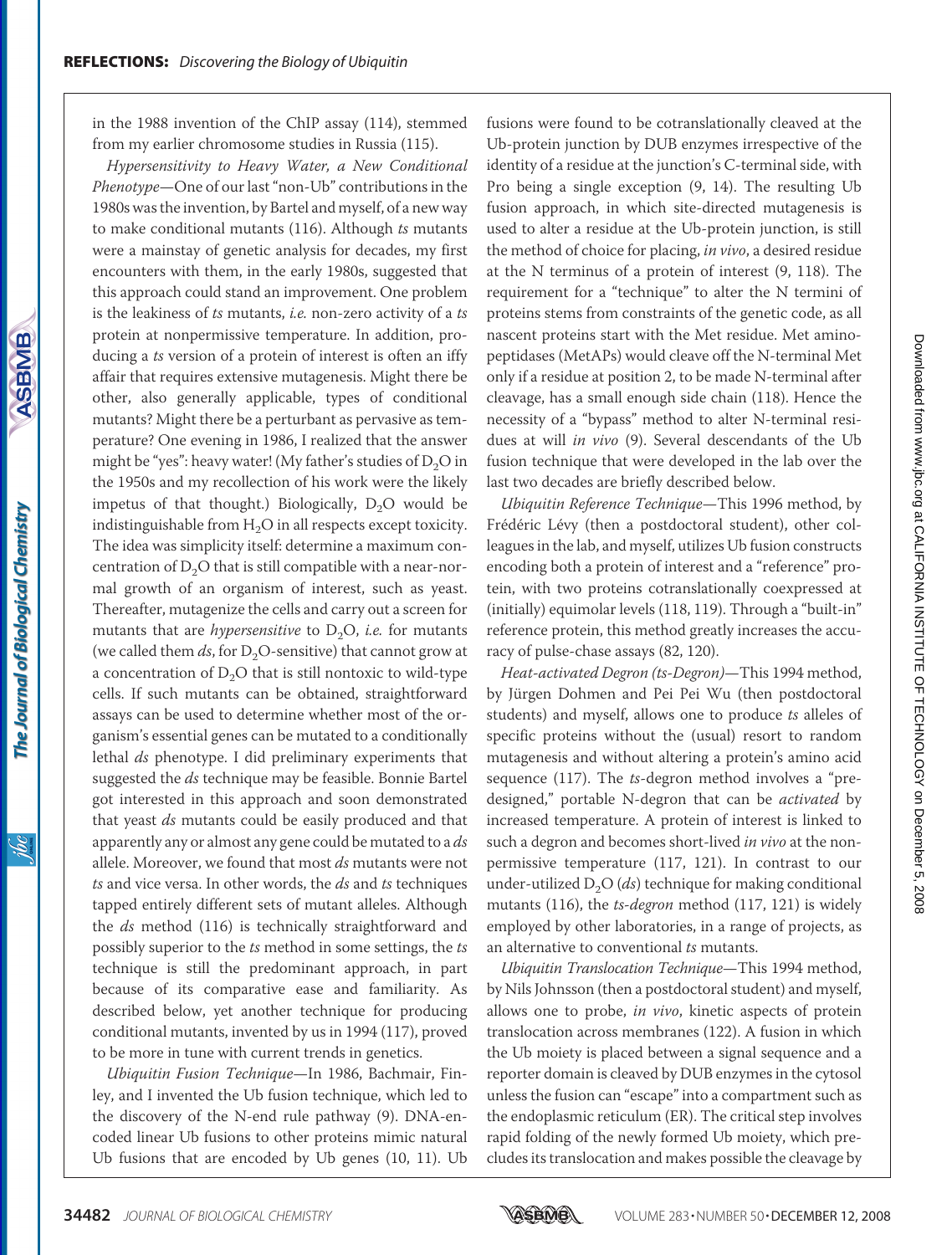in the 1988 invention of the ChIP assay (114), stemmed from my earlier chromosome studies in Russia (115).

*Hypersensitivity to Heavy Water, a New Conditional Phenotype*—One of our last "non-Ub" contributions in the 1980s was the invention, by Bartel and myself, of a new way to make conditional mutants (116). Although *ts* mutants were a mainstay of genetic analysis for decades, my first encounters with them, in the early 1980s, suggested that this approach could stand an improvement. One problem is the leakiness of *ts* mutants, *i.e.* non-zero activity of a *ts* protein at nonpermissive temperature. In addition, producing a *ts* version of a protein of interest is often an iffy affair that requires extensive mutagenesis. Might there be other, also generally applicable, types of conditional mutants? Might there be a perturbant as pervasive as temperature? One evening in 1986, I realized that the answer might be "yes": heavy water! (My father's studies of $D_2O$ in the 1950s and my recollection of his work were the likely impetus of that thought.) Biologically, $D_2O$ would be indistinguishable from $H_2O$ in all respects except toxicity. The idea was simplicity itself: determine a maximum concentration of $D_2O$ that is still compatible with a near-normal growth of an organism of interest, such as yeast. Thereafter, mutagenize the cells and carry out a screen for mutants that are *hypersensitive* to $D_2O$, *i.e.* for mutants (we called them *ds*, for $D_2O$-sensitive) that cannot grow at a concentration of $D_2O$ that is still nontoxic to wild-type cells. If such mutants can be obtained, straightforward assays can be used to determine whether most of the organism's essential genes can be mutated to a conditionally lethal *ds* phenotype. I did preliminary experiments that suggested the *ds* technique may be feasible. Bonnie Bartel got interested in this approach and soon demonstrated that yeast *ds* mutants could be easily produced and that apparently any or almost any gene could be mutated to a *ds* allele. Moreover, we found that most *ds* mutants were not *ts* and vice versa. In other words, the *ds* and *ts* techniques tapped entirely different sets of mutant alleles. Although the *ds* method (116) is technically straightforward and possibly superior to the *ts* method in some settings, the *ts* technique is still the predominant approach, in part because of its comparative ease and familiarity. As described below, yet another technique for producing conditional mutants, invented by us in 1994 (117), proved to be more in tune with current trends in genetics.

*Ubiquitin Fusion Technique*—In 1986, Bachmair, Finley, and I invented the Ub fusion technique, which led to the discovery of the N-end rule pathway (9). DNA-encoded linear Ub fusions to other proteins mimic natural Ub fusions that are encoded by Ub genes (10, 11). Ub fusions were found to be cotranslationally cleaved at the Ub-protein junction by DUB enzymes irrespective of the identity of a residue at the junction's C-terminal side, with Pro being a single exception (9, 14). The resulting Ub fusion approach, in which site-directed mutagenesis is used to alter a residue at the Ub-protein junction, is still the method of choice for placing, *in vivo*, a desired residue at the N terminus of a protein of interest (9, 118). The requirement for a "technique" to alter the N termini of proteins stems from constraints of the genetic code, as all nascent proteins start with the Met residue. Met aminopeptidases (MetAPs) would cleave off the N-terminal Met only if a residue at position 2, to be made N-terminal after cleavage, has a small enough side chain (118). Hence the necessity of a "bypass" method to alter N-terminal residues at will *in vivo* (9). Several descendants of the Ub fusion technique that were developed in the lab over the last two decades are briefly described below.

*Ubiquitin Reference Technique*—This 1996 method, by Frédéric Lévy (then a postdoctoral student), other colleagues in the lab, and myself, utilizes Ub fusion constructs encoding both a protein of interest and a "reference" protein, with two proteins cotranslationally coexpressed at (initially) equimolar levels (118, 119). Through a "built-in" reference protein, this method greatly increases the accuracy of pulse-chase assays (82, 120).

*Heat-activated Degron (ts-Degron)*—This 1994 method, by Jürgen Dohmen and Pei Pei Wu (then postdoctoral students) and myself, allows one to produce *ts* alleles of specific proteins without the (usual) resort to random mutagenesis and without altering a protein's amino acid sequence (117). The *ts*-degron method involves a "predesigned," portable N-degron that can be *activated* by increased temperature. A protein of interest is linked to such a degron and becomes short-lived *in vivo* at the nonpermissive temperature (117, 121). In contrast to our under-utilized $D_2O$ (*ds*) technique for making conditional mutants (116), the *ts-degron* method (117, 121) is widely employed by other laboratories, in a range of projects, as an alternative to conventional *ts* mutants.

*Ubiquitin Translocation Technique*—This 1994 method, by Nils Johnsson (then a postdoctoral student) and myself, allows one to probe, *in vivo*, kinetic aspects of protein translocation across membranes (122). A fusion in which the Ub moiety is placed between a signal sequence and a reporter domain is cleaved by DUB enzymes in the cytosol unless the fusion can "escape" into a compartment such as the endoplasmic reticulum (ER). The critical step involves rapid folding of the newly formed Ub moiety, which precludes its translocation and makes possible the cleavage by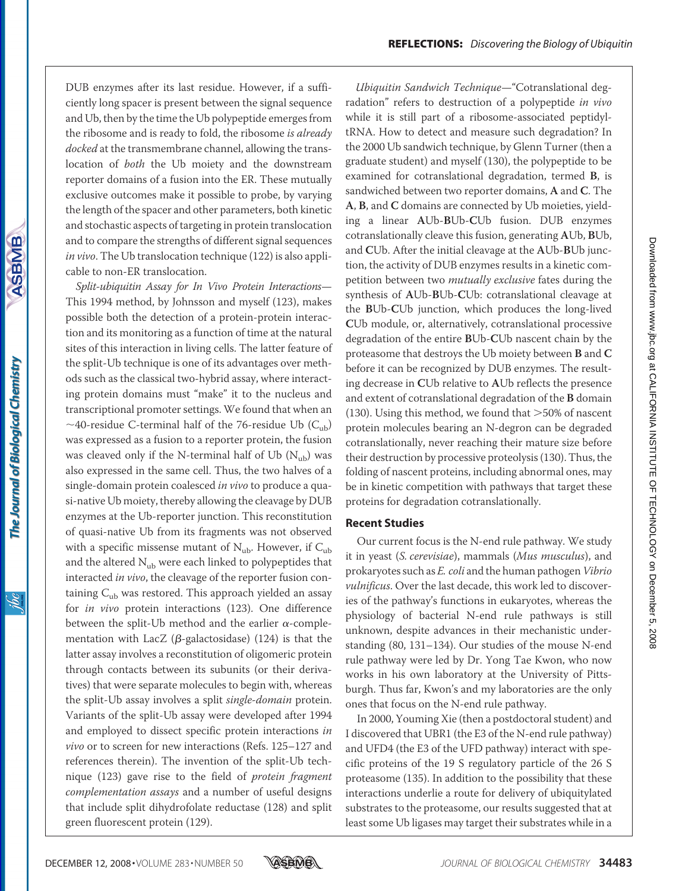DUB enzymes after its last residue. However, if a sufficiently long spacer is present between the signal sequence and Ub, then by the time the Ub polypeptide emerges from the ribosome and is ready to fold, the ribosome *is already docked* at the transmembrane channel, allowing the translocation of *both* the Ub moiety and the downstream reporter domains of a fusion into the ER. These mutually exclusive outcomes make it possible to probe, by varying the length of the spacer and other parameters, both kinetic and stochastic aspects of targeting in protein translocation and to compare the strengths of different signal sequences *in vivo*. The Ub translocation technique (122) is also applicable to non-ER translocation.

*Split-ubiquitin Assay for In Vivo Protein Interactions*—This 1994 method, by Johnsson and myself (123), makes possible both the detection of a protein-protein interaction and its monitoring as a function of time at the natural sites of this interaction in living cells. The latter feature of the split-Ub technique is one of its advantages over methods such as the classical two-hybrid assay, where interacting protein domains must "make" it to the nucleus and transcriptional promoter settings. We found that when an ~40-residue C-terminal half of the 76-residue Ub ($C_{ub}$) was expressed as a fusion to a reporter protein, the fusion was cleaved only if the N-terminal half of Ub ($N_{ub}$) was also expressed in the same cell. Thus, the two halves of a single-domain protein coalesced *in vivo* to produce a quasi-native Ub moiety, thereby allowing the cleavage by DUB enzymes at the Ub-reporter junction. This reconstitution of quasi-native Ub from its fragments was not observed with a specific missense mutant of $N_{ub}$. However, if $C_{ub}$ and the altered $N_{ub}$ were each linked to polypeptides that interacted *in vivo*, the cleavage of the reporter fusion containing $C_{ub}$ was restored. This approach yielded an assay for *in vivo* protein interactions (123). One difference between the split-Ub method and the earlier α-complementation with LacZ (β-galactosidase) (124) is that the latter assay involves a reconstitution of oligomeric protein through contacts between its subunits (or their derivatives) that were separate molecules to begin with, whereas the split-Ub assay involves a split *single-domain* protein. Variants of the split-Ub assay were developed after 1994 and employed to dissect specific protein interactions *in vivo* or to screen for new interactions (Refs. 125–127 and references therein). The invention of the split-Ub technique (123) gave rise to the field of *protein fragment complementation assays* and a number of useful designs that include split dihydrofolate reductase (128) and split green fluorescent protein (129).

*Ubiquitin Sandwich Technique*—"Cotranslational degradation" refers to destruction of a polypeptide *in vivo* while it is still part of a ribosome-associated peptidyl-tRNA. How to detect and measure such degradation? In the 2000 Ub sandwich technique, by Glenn Turner (then a graduate student) and myself (130), the polypeptide to be examined for cotranslational degradation, termed **B**, is sandwiched between two reporter domains, **A** and **C**. The **A**, **B**, and **C** domains are connected by Ub moieties, yielding a linear **A**Ub-**B**Ub-**C**Ub fusion. DUB enzymes cotranslationally cleave this fusion, generating **A**Ub, **B**Ub, and **C**Ub. After the initial cleavage at the **A**Ub-**B**Ub junction, the activity of DUB enzymes results in a kinetic competition between two *mutually exclusive* fates during the synthesis of **A**Ub-**B**Ub-**C**Ub: cotranslational cleavage at the **B**Ub-**C**Ub junction, which produces the long-lived **C**Ub module, or, alternatively, cotranslational processive degradation of the entire **B**Ub-**C**Ub nascent chain by the proteasome that destroys the Ub moiety between **B** and **C** before it can be recognized by DUB enzymes. The resulting decrease in **C**Ub relative to **A**Ub reflects the presence and extent of cotranslational degradation of the **B** domain (130). Using this method, we found that >50% of nascent protein molecules bearing an N-degron can be degraded cotranslationally, never reaching their mature size before their destruction by processive proteolysis (130). Thus, the folding of nascent proteins, including abnormal ones, may be in kinetic competition with pathways that target these proteins for degradation cotranslationally.

## Recent Studies

Our current focus is the N-end rule pathway. We study it in yeast (*S. cerevisiae*), mammals (*Mus musculus*), and prokaryotes such as *E. coli* and the human pathogen *Vibrio vulnificus*. Over the last decade, this work led to discoveries of the pathway's functions in eukaryotes, whereas the physiology of bacterial N-end rule pathways is still unknown, despite advances in their mechanistic understanding (80, 131–134). Our studies of the mouse N-end rule pathway were led by Dr. Yong Tae Kwon, who now works in his own laboratory at the University of Pittsburgh. Thus far, Kwon's and my laboratories are the only ones that focus on the N-end rule pathway.

In 2000, Youming Xie (then a postdoctoral student) and I discovered that UBR1 (the E3 of the N-end rule pathway) and UFD4 (the E3 of the UFD pathway) interact with specific proteins of the 19 S regulatory particle of the 26 S proteasome (135). In addition to the possibility that these interactions underlie a route for delivery of ubiquitylated substrates to the proteasome, our results suggested that at least some Ub ligases may target their substrates while in a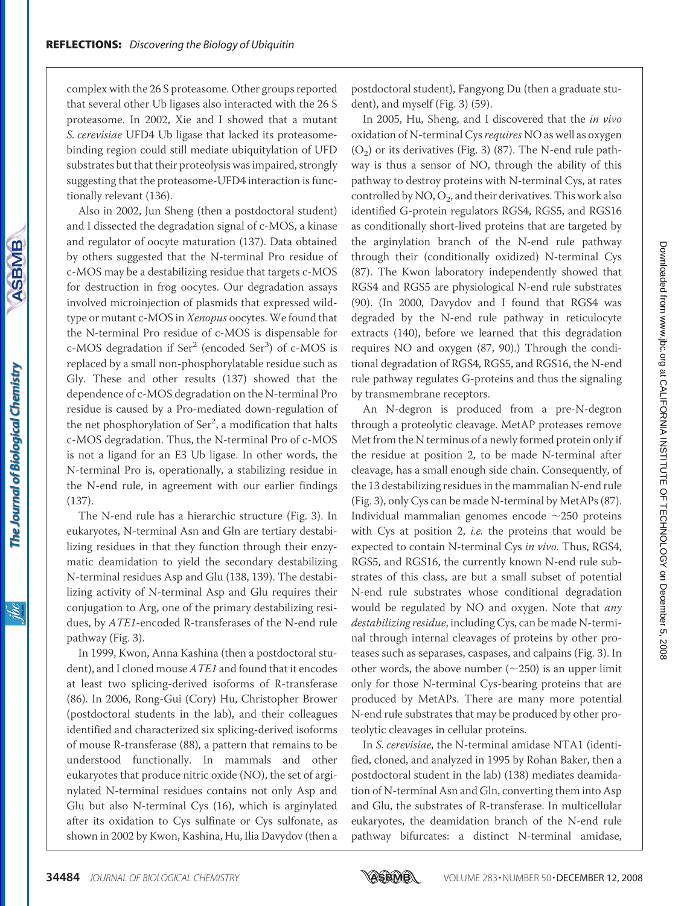complex with the 26 S proteasome. Other groups reported that several other Ub ligases also interacted with the 26 S proteasome. In 2002, Xie and I showed that a mutant *S. cerevisiae* UFD4 Ub ligase that lacked its proteasome-binding region could still mediate ubiquitylation of UFD substrates but that their proteolysis was impaired, strongly suggesting that the proteasome-UFD4 interaction is functionally relevant (136).

Also in 2002, Jun Sheng (then a postdoctoral student) and I dissected the degradation signal of c-MOS, a kinase and regulator of oocyte maturation (137). Data obtained by others suggested that the N-terminal Pro residue of c-MOS may be a destabilizing residue that targets c-MOS for destruction in frog oocytes. Our degradation assays involved microinjection of plasmids that expressed wild-type or mutant c-MOS in *Xenopus* oocytes. We found that the N-terminal Pro residue of c-MOS is dispensable for c-MOS degradation if Ser[2] (encoded Ser[3]) of c-MOS is replaced by a small non-phosphorylatable residue such as Gly. These and other results (137) showed that the dependence of c-MOS degradation on the N-terminal Pro residue is caused by a Pro-mediated down-regulation of the net phosphorylation of Ser[2], a modification that halts c-MOS degradation. Thus, the N-terminal Pro of c-MOS is not a ligand for an E3 Ub ligase. In other words, the N-terminal Pro is, operationally, a stabilizing residue in the N-end rule, in agreement with our earlier findings (137).

The N-end rule has a hierarchic structure (Fig. 3). In eukaryotes, N-terminal Asn and Gln are tertiary destabilizing residues in that they function through their enzymatic deamidation to yield the secondary destabilizing N-terminal residues Asp and Glu (138, 139). The destabilizing activity of N-terminal Asp and Glu requires their conjugation to Arg, one of the primary destabilizing residues, by *ATE1*-encoded R-transferases of the N-end rule pathway (Fig. 3).

In 1999, Kwon, Anna Kashina (then a postdoctoral student), and I cloned mouse *ATE1* and found that it encodes at least two splicing-derived isoforms of R-transferase (86). In 2006, Rong-Gui (Cory) Hu, Christopher Brower (postdoctoral students in the lab), and their colleagues identified and characterized six splicing-derived isoforms of mouse R-transferase (88), a pattern that remains to be understood functionally. In mammals and other eukaryotes that produce nitric oxide (NO), the set of arginylated N-terminal residues contains not only Asp and Glu but also N-terminal Cys (16), which is arginylated after its oxidation to Cys sulfinate or Cys sulfonate, as shown in 2002 by Kwon, Kashina, Hu, Ilia Davydov (then a postdoctoral student), Fangyong Du (then a graduate student), and myself (Fig. 3) (59).

In 2005, Hu, Sheng, and I discovered that the *in vivo* oxidation of N-terminal Cys *requires* NO as well as oxygen ($O_2$) or its derivatives (Fig. 3) (87). The N-end rule pathway is thus a sensor of NO, through the ability of this pathway to destroy proteins with N-terminal Cys, at rates controlled by NO, $O_2$, and their derivatives. This work also identified G-protein regulators RGS4, RGS5, and RGS16 as conditionally short-lived proteins that are targeted by the arginylation branch of the N-end rule pathway through their (conditionally oxidized) N-terminal Cys (87). The Kwon laboratory independently showed that RGS4 and RGS5 are physiological N-end rule substrates (90). (In 2000, Davydov and I found that RGS4 was degraded by the N-end rule pathway in reticulocyte extracts (140), before we learned that this degradation requires NO and oxygen (87, 90).) Through the conditional degradation of RGS4, RGS5, and RGS16, the N-end rule pathway regulates G-proteins and thus the signaling by transmembrane receptors.

An N-degron is produced from a pre-N-degron through a proteolytic cleavage. MetAP proteases remove Met from the N terminus of a newly formed protein only if the residue at position 2, to be made N-terminal after cleavage, has a small enough side chain. Consequently, of the 13 destabilizing residues in the mammalian N-end rule (Fig. 3), only Cys can be made N-terminal by MetAPs (87). Individual mammalian genomes encode ~250 proteins with Cys at position 2, *i.e.* the proteins that would be expected to contain N-terminal Cys *in vivo*. Thus, RGS4, RGS5, and RGS16, the currently known N-end rule substrates of this class, are but a small subset of potential N-end rule substrates whose conditional degradation would be regulated by NO and oxygen. Note that *any destabilizing residue*, including Cys, can be made N-terminal through internal cleavages of proteins by other proteases such as separases, caspases, and calpains (Fig. 3). In other words, the above number (~250) is an upper limit only for those N-terminal Cys-bearing proteins that are produced by MetAPs. There are many more potential N-end rule substrates that may be produced by other proteolytic cleavages in cellular proteins.

In *S. cerevisiae*, the N-terminal amidase NTA1 (identified, cloned, and analyzed in 1995 by Rohan Baker, then a postdoctoral student in the lab) (138) mediates deamidation of N-terminal Asn and Gln, converting them into Asp and Glu, the substrates of R-transferase. In multicellular eukaryotes, the deamidation branch of the N-end rule pathway bifurcates: a distinct N-terminal amidase,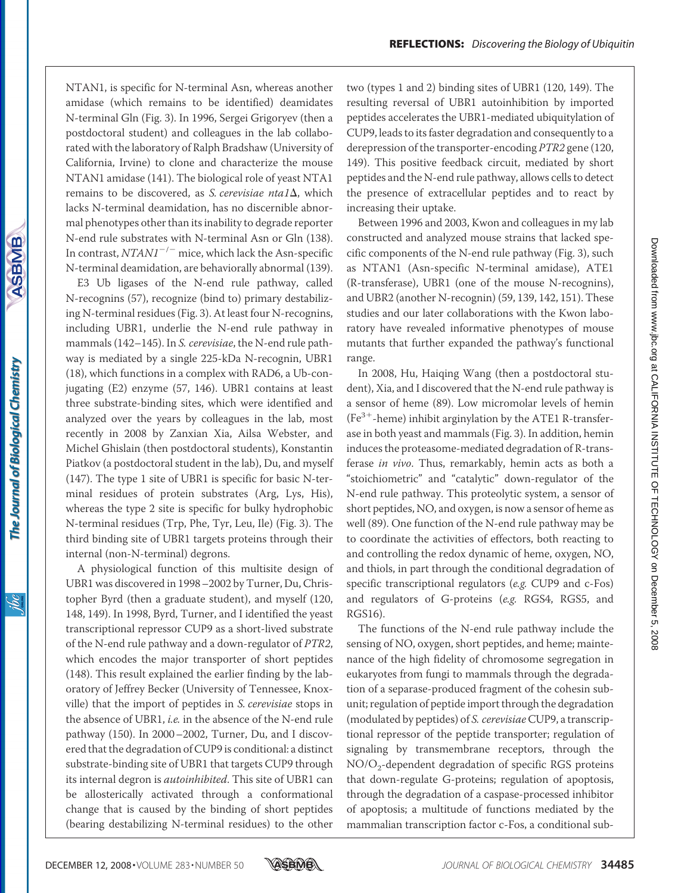NTAN1, is specific for N-terminal Asn, whereas another amidase (which remains to be identified) deamidates N-terminal Gln (Fig. 3). In 1996, Sergei Grigoryev (then a postdoctoral student) and colleagues in the lab collaborated with the laboratory of Ralph Bradshaw (University of California, Irvine) to clone and characterize the mouse NTAN1 amidase (141). The biological role of yeast NTA1 remains to be discovered, as *S. cerevisiae nta1*Δ, which lacks N-terminal deamidation, has no discernible abnormal phenotypes other than its inability to degrade reporter N-end rule substrates with N-terminal Asn or Gln (138). In contrast, $NTAN1^{-/-}$ mice, which lack the Asn-specific N-terminal deamidation, are behaviorally abnormal (139).

E3 Ub ligases of the N-end rule pathway, called N-recognins (57), recognize (bind to) primary destabilizing N-terminal residues (Fig. 3). At least four N-recognins, including UBR1, underlie the N-end rule pathway in mammals (142–145). In *S. cerevisiae*, the N-end rule pathway is mediated by a single 225-kDa N-recognin, UBR1 (18), which functions in a complex with RAD6, a Ub-conjugating (E2) enzyme (57, 146). UBR1 contains at least three substrate-binding sites, which were identified and analyzed over the years by colleagues in the lab, most recently in 2008 by Zanxian Xia, Ailsa Webster, and Michel Ghislain (then postdoctoral students), Konstantin Piatkov (a postdoctoral student in the lab), Du, and myself (147). The type 1 site of UBR1 is specific for basic N-terminal residues of protein substrates (Arg, Lys, His), whereas the type 2 site is specific for bulky hydrophobic N-terminal residues (Trp, Phe, Tyr, Leu, Ile) (Fig. 3). The third binding site of UBR1 targets proteins through their internal (non-N-terminal) degrons.

A physiological function of this multisite design of UBR1 was discovered in 1998–2002 by Turner, Du, Christopher Byrd (then a graduate student), and myself (120, 148, 149). In 1998, Byrd, Turner, and I identified the yeast transcriptional repressor CUP9 as a short-lived substrate of the N-end rule pathway and a down-regulator of *PTR2*, which encodes the major transporter of short peptides (148). This result explained the earlier finding by the laboratory of Jeffrey Becker (University of Tennessee, Knoxville) that the import of peptides in *S. cerevisiae* stops in the absence of UBR1, *i.e.* in the absence of the N-end rule pathway (150). In 2000–2002, Turner, Du, and I discovered that the degradation of CUP9 is conditional: a distinct substrate-binding site of UBR1 that targets CUP9 through its internal degron is *autoinhibited*. This site of UBR1 can be allosterically activated through a conformational change that is caused by the binding of short peptides (bearing destabilizing N-terminal residues) to the other two (types 1 and 2) binding sites of UBR1 (120, 149). The resulting reversal of UBR1 autoinhibition by imported peptides accelerates the UBR1-mediated ubiquitylation of CUP9, leads to its faster degradation and consequently to a derepression of the transporter-encoding *PTR2* gene (120, 149). This positive feedback circuit, mediated by short peptides and the N-end rule pathway, allows cells to detect the presence of extracellular peptides and to react by increasing their uptake.

Between 1996 and 2003, Kwon and colleagues in my lab constructed and analyzed mouse strains that lacked specific components of the N-end rule pathway (Fig. 3), such as NTAN1 (Asn-specific N-terminal amidase), ATE1 (R-transferase), UBR1 (one of the mouse N-recognins), and UBR2 (another N-recognin) (59, 139, 142, 151). These studies and our later collaborations with the Kwon laboratory have revealed informative phenotypes of mouse mutants that further expanded the pathway's functional range.

In 2008, Hu, Haiqing Wang (then a postdoctoral student), Xia, and I discovered that the N-end rule pathway is a sensor of heme (89). Low micromolar levels of hemin ($Fe^{3+}$-heme) inhibit arginylation by the ATE1 R-transferase in both yeast and mammals (Fig. 3). In addition, hemin induces the proteasome-mediated degradation of R-transferase *in vivo*. Thus, remarkably, hemin acts as both a "stoichiometric" and "catalytic" down-regulator of the N-end rule pathway. This proteolytic system, a sensor of short peptides, NO, and oxygen, is now a sensor of heme as well (89). One function of the N-end rule pathway may be to coordinate the activities of effectors, both reacting to and controlling the redox dynamic of heme, oxygen, NO, and thiols, in part through the conditional degradation of specific transcriptional regulators (*e.g.* CUP9 and c-Fos) and regulators of G-proteins (*e.g.* RGS4, RGS5, and RGS16).

The functions of the N-end rule pathway include the sensing of NO, oxygen, short peptides, and heme; maintenance of the high fidelity of chromosome segregation in eukaryotes from fungi to mammals through the degradation of a separase-produced fragment of the cohesin subunit; regulation of peptide import through the degradation (modulated by peptides) of *S. cerevisiae* CUP9, a transcriptional repressor of the peptide transporter; regulation of signaling by transmembrane receptors, through the $NO/O_2$-dependent degradation of specific RGS proteins that down-regulate G-proteins; regulation of apoptosis, through the degradation of a caspase-processed inhibitor of apoptosis; a multitude of functions mediated by the mammalian transcription factor c-Fos, a conditional sub-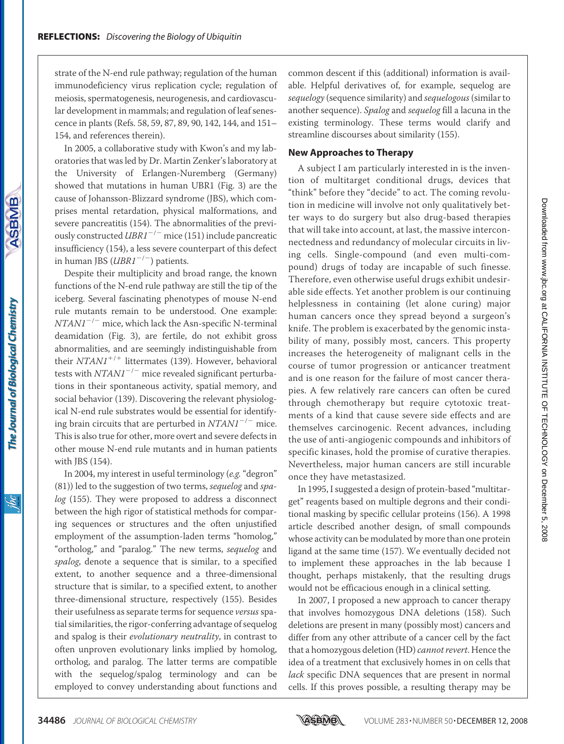strate of the N-end rule pathway; regulation of the human immunodeficiency virus replication cycle; regulation of meiosis, spermatogenesis, neurogenesis, and cardiovascular development in mammals; and regulation of leaf senescence in plants (Refs. 58, 59, 87, 89, 90, 142, 144, and 151–154, and references therein).

In 2005, a collaborative study with Kwon's and my laboratories that was led by Dr. Martin Zenker's laboratory at the University of Erlangen-Nuremberg (Germany) showed that mutations in human UBR1 (Fig. 3) are the cause of Johansson-Blizzard syndrome (JBS), which comprises mental retardation, physical malformations, and severe pancreatitis (154). The abnormalities of the previously constructed *UBR1*$^{-/-}$ mice (151) include pancreatic insufficiency (154), a less severe counterpart of this defect in human JBS (*UBR1*$^{-/-}$) patients.

Despite their multiplicity and broad range, the known functions of the N-end rule pathway are still the tip of the iceberg. Several fascinating phenotypes of mouse N-end rule mutants remain to be understood. One example: *NTAN1*$^{-/-}$ mice, which lack the Asn-specific N-terminal deamidation (Fig. 3), are fertile, do not exhibit gross abnormalities, and are seemingly indistinguishable from their *NTAN1*$^{+/+}$ littermates (139). However, behavioral tests with *NTAN1*$^{-/-}$ mice revealed significant perturbations in their spontaneous activity, spatial memory, and social behavior (139). Discovering the relevant physiological N-end rule substrates would be essential for identifying brain circuits that are perturbed in *NTAN1*$^{-/-}$ mice. This is also true for other, more overt and severe defects in other mouse N-end rule mutants and in human patients with JBS (154).

In 2004, my interest in useful terminology (*e.g.* "degron" (81)) led to the suggestion of two terms, *sequelog* and *spalog* (155). They were proposed to address a disconnect between the high rigor of statistical methods for comparing sequences or structures and the often unjustified employment of the assumption-laden terms "homolog," "ortholog," and "paralog." The new terms, *sequelog* and *spalog*, denote a sequence that is similar, to a specified extent, to another sequence and a three-dimensional structure that is similar, to a specified extent, to another three-dimensional structure, respectively (155). Besides their usefulness as separate terms for sequence *versus* spatial similarities, the rigor-conferring advantage of sequelog and spalog is their *evolutionary neutrality*, in contrast to often unproven evolutionary links implied by homolog, ortholog, and paralog. The latter terms are compatible with the sequelog/spalog terminology and can be employed to convey understanding about functions and common descent if this (additional) information is available. Helpful derivatives of, for example, sequelog are *sequelogy* (sequence similarity) and *sequelogous* (similar to another sequence). *Spalog* and *sequelog* fill a lacuna in the existing terminology. These terms would clarify and streamline discourses about similarity (155).

### New Approaches to Therapy

A subject I am particularly interested in is the invention of multitarget conditional drugs, devices that "think" before they "decide" to act. The coming revolution in medicine will involve not only qualitatively better ways to do surgery but also drug-based therapies that will take into account, at last, the massive interconnectedness and redundancy of molecular circuits in living cells. Single-compound (and even multi-compound) drugs of today are incapable of such finesse. Therefore, even otherwise useful drugs exhibit undesirable side effects. Yet another problem is our continuing helplessness in containing (let alone curing) major human cancers once they spread beyond a surgeon's knife. The problem is exacerbated by the genomic instability of many, possibly most, cancers. This property increases the heterogeneity of malignant cells in the course of tumor progression or anticancer treatment and is one reason for the failure of most cancer therapies. A few relatively rare cancers can often be cured through chemotherapy but require cytotoxic treatments of a kind that cause severe side effects and are themselves carcinogenic. Recent advances, including the use of anti-angiogenic compounds and inhibitors of specific kinases, hold the promise of curative therapies. Nevertheless, major human cancers are still incurable once they have metastasized.

In 1995, I suggested a design of protein-based "multitarget" reagents based on multiple degrons and their conditional masking by specific cellular proteins (156). A 1998 article described another design, of small compounds whose activity can be modulated by more than one protein ligand at the same time (157). We eventually decided not to implement these approaches in the lab because I thought, perhaps mistakenly, that the resulting drugs would not be efficacious enough in a clinical setting.

In 2007, I proposed a new approach to cancer therapy that involves homozygous DNA deletions (158). Such deletions are present in many (possibly most) cancers and differ from any other attribute of a cancer cell by the fact that a homozygous deletion (HD) *cannot revert*. Hence the idea of a treatment that exclusively homes in on cells that *lack* specific DNA sequences that are present in normal cells. If this proves possible, a resulting therapy may be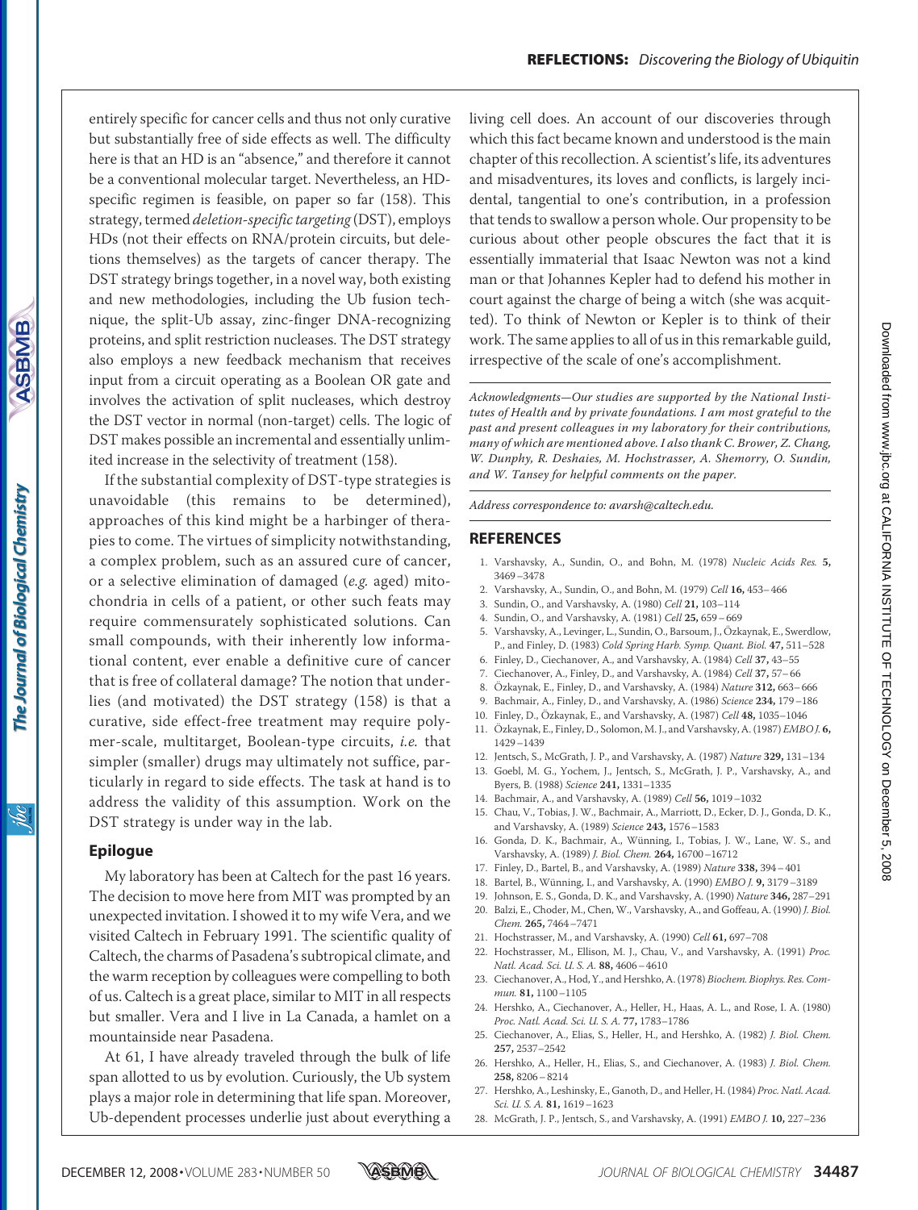entirely specific for cancer cells and thus not only curative but substantially free of side effects as well. The difficulty here is that an HD is an "absence," and therefore it cannot be a conventional molecular target. Nevertheless, an HD-specific regimen is feasible, on paper so far (158). This strategy, termed *deletion-specific targeting* (DST), employs HDs (not their effects on RNA/protein circuits, but deletions themselves) as the targets of cancer therapy. The DST strategy brings together, in a novel way, both existing and new methodologies, including the Ub fusion technique, the split-Ub assay, zinc-finger DNA-recognizing proteins, and split restriction nucleases. The DST strategy also employs a new feedback mechanism that receives input from a circuit operating as a Boolean OR gate and involves the activation of split nucleases, which destroy the DST vector in normal (non-target) cells. The logic of DST makes possible an incremental and essentially unlimited increase in the selectivity of treatment (158).

If the substantial complexity of DST-type strategies is unavoidable (this remains to be determined), approaches of this kind might be a harbinger of therapies to come. The virtues of simplicity notwithstanding, a complex problem, such as an assured cure of cancer, or a selective elimination of damaged (*e.g.* aged) mitochondria in cells of a patient, or other such feats may require commensurately sophisticated solutions. Can small compounds, with their inherently low informational content, ever enable a definitive cure of cancer that is free of collateral damage? The notion that underlies (and motivated) the DST strategy (158) is that a curative, side effect-free treatment may require polymer-scale, multitarget, Boolean-type circuits, *i.e.* that simpler (smaller) drugs may ultimately not suffice, particularly in regard to side effects. The task at hand is to address the validity of this assumption. Work on the DST strategy is under way in the lab.

## Epilogue

My laboratory has been at Caltech for the past 16 years. The decision to move here from MIT was prompted by an unexpected invitation. I showed it to my wife Vera, and we visited Caltech in February 1991. The scientific quality of Caltech, the charms of Pasadena's subtropical climate, and the warm reception by colleagues were compelling to both of us. Caltech is a great place, similar to MIT in all respects but smaller. Vera and I live in La Canada, a hamlet on a mountainside near Pasadena.

At 61, I have already traveled through the bulk of life span allotted to us by evolution. Curiously, the Ub system plays a major role in determining that life span. Moreover, Ub-dependent processes underlie just about everything a living cell does. An account of our discoveries through which this fact became known and understood is the main chapter of this recollection. A scientist's life, its adventures and misadventures, its loves and conflicts, is largely incidental, tangential to one's contribution, in a profession that tends to swallow a person whole. Our propensity to be curious about other people obscures the fact that it is essentially immaterial that Isaac Newton was not a kind man or that Johannes Kepler had to defend his mother in court against the charge of being a witch (she was acquitted). To think of Newton or Kepler is to think of their work. The same applies to all of us in this remarkable guild, irrespective of the scale of one's accomplishment.

*Acknowledgments—Our studies are supported by the National Institutes of Health and by private foundations. I am most grateful to the past and present colleagues in my laboratory for their contributions, many of which are mentioned above. I also thank C. Brower, Z. Chang, W. Dunphy, R. Deshaies, M. Hochstrasser, A. Shemorry, O. Sundin, and W. Tansey for helpful comments on the paper.*

*Address correspondence to: avarsh@caltech.edu.*

## REFERENCES

1. Varshavsky, A., Sundin, O., and Bohn, M. (1978) *Nucleic Acids Res.* **5,** 3469–3478
2. Varshavsky, A., Sundin, O., and Bohn, M. (1979) *Cell* **16,** 453–466
3. Sundin, O., and Varshavsky, A. (1980) *Cell* **21,** 103–114
4. Sundin, O., and Varshavsky, A. (1981) *Cell* **25,** 659–669
5. Varshavsky, A., Levinger, L., Sundin, O., Barsoum, J., Özkaynak, E., Swerdlow, P., and Finley, D. (1983) *Cold Spring Harb. Symp. Quant. Biol.* **47,** 511–528
6. Finley, D., Ciechanover, A., and Varshavsky, A. (1984) *Cell* **37,** 43–55
7. Ciechanover, A., Finley, D., and Varshavsky, A. (1984) *Cell* **37,** 57–66
8. Özkaynak, E., Finley, D., and Varshavsky, A. (1984) *Nature* **312,** 663–666
9. Bachmair, A., Finley, D., and Varshavsky, A. (1986) *Science* **234,** 179–186
10. Finley, D., Özkaynak, E., and Varshavsky, A. (1987) *Cell* **48,** 1035–1046
11. Özkaynak, E., Finley, D., Solomon, M. J., and Varshavsky, A. (1987) *EMBO J.* **6,** 1429–1439
12. Jentsch, S., McGrath, J. P., and Varshavsky, A. (1987) *Nature* **329,** 131–134
13. Goebl, M. G., Yochem, J., Jentsch, S., McGrath, J. P., Varshavsky, A., and Byers, B. (1988) *Science* **241,** 1331–1335
14. Bachmair, A., and Varshavsky, A. (1989) *Cell* **56,** 1019–1032
15. Chau, V., Tobias, J. W., Bachmair, A., Marriott, D., Ecker, D. J., Gonda, D. K., and Varshavsky, A. (1989) *Science* **243,** 1576–1583
16. Gonda, D. K., Bachmair, A., Wünning, I., Tobias, J. W., Lane, W. S., and Varshavsky, A. (1989) *J. Biol. Chem.* **264,** 16700–16712
17. Finley, D., Bartel, B., and Varshavsky, A. (1989) *Nature* **338,** 394–401
18. Bartel, B., Wünning, I., and Varshavsky, A. (1990) *EMBO J.* **9,** 3179–3189
19. Johnson, E. S., Gonda, D. K., and Varshavsky, A. (1990) *Nature* **346,** 287–291
20. Balzi, E., Choder, M., Chen, W., Varshavsky, A., and Goffeau, A. (1990) *J. Biol. Chem.* **265,** 7464–7471
21. Hochstrasser, M., and Varshavsky, A. (1990) *Cell* **61,** 697–708
22. Hochstrasser, M., Ellison, M. J., Chau, V., and Varshavsky, A. (1991) *Proc. Natl. Acad. Sci. U. S. A.* **88,** 4606–4610
23. Ciechanover, A., Hod, Y., and Hershko, A. (1978) *Biochem. Biophys. Res. Commun.* **81,** 1100–1105
24. Hershko, A., Ciechanover, A., Heller, H., Haas, A. L., and Rose, I. A. (1980) *Proc. Natl. Acad. Sci. U. S. A.* **77,** 1783–1786
25. Ciechanover, A., Elias, S., Heller, H., and Hershko, A. (1982) *J. Biol. Chem.* **257,** 2537–2542
26. Hershko, A., Heller, H., Elias, S., and Ciechanover, A. (1983) *J. Biol. Chem.* **258,** 8206–8214
27. Hershko, A., Leshinsky, E., Ganoth, D., and Heller, H. (1984) *Proc. Natl. Acad. Sci. U. S. A.* **81,** 1619–1623
28. McGrath, J. P., Jentsch, S., and Varshavsky, A. (1991) *EMBO J.* **10,** 227–236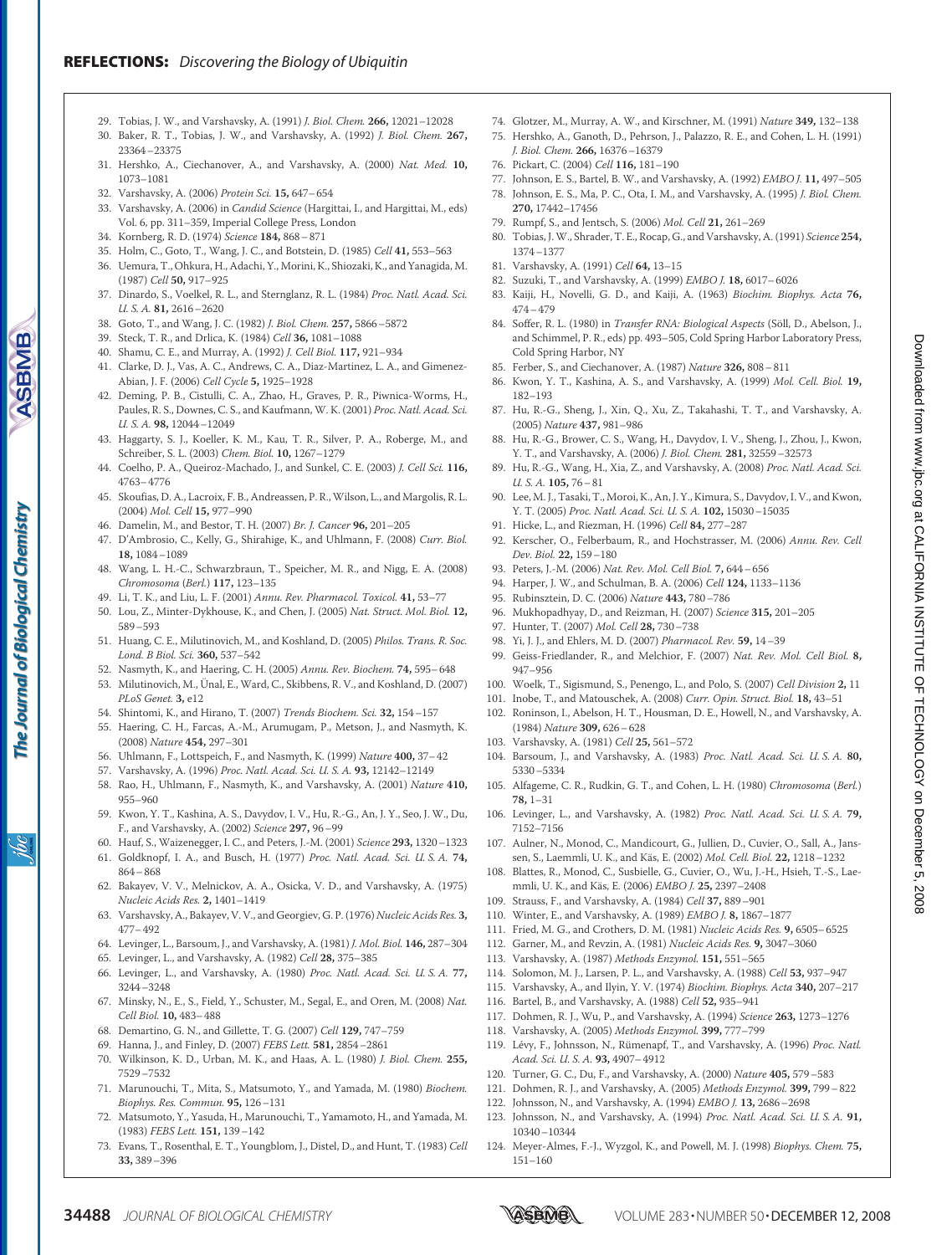29. Tobias, J. W., and Varshavsky, A. (1991) *J. Biol. Chem.* **266,** 12021–12028
30. Baker, R. T., Tobias, J. W., and Varshavsky, A. (1992) *J. Biol. Chem.* **267,** 23364–23375
31. Hershko, A., Ciechanover, A., and Varshavsky, A. (2000) *Nat. Med.* **10,** 1073–1081
32. Varshavsky, A. (2006) *Protein Sci.* **15,** 647–654
33. Varshavsky, A. (2006) in *Candid Science* (Hargittai, I., and Hargittai, M., eds) Vol. 6, pp. 311–359, Imperial College Press, London
34. Kornberg, R. D. (1974) *Science* **184,** 868–871
35. Holm, C., Goto, T., Wang, J. C., and Botstein, D. (1985) *Cell* **41,** 553–563
36. Uemura, T., Ohkura, H., Adachi, Y., Morini, K., Shiozaki, K., and Yanagida, M. (1987) *Cell* **50,** 917–925
37. Dinardo, S., Voelkel, R. L., and Sternglanz, R. L. (1984) *Proc. Natl. Acad. Sci. U. S. A.* **81,** 2616–2620
38. Goto, T., and Wang, J. C. (1982) *J. Biol. Chem.* **257,** 5866–5872
39. Steck, T. R., and Drlica, K. (1984) *Cell* **36,** 1081–1088
40. Shamu, C. E., and Murray, A. (1992) *J. Cell Biol.* **117,** 921–934
41. Clarke, D. J., Vas, A. C., Andrews, C. A., Diaz-Martinez, L. A., and Gimenez-Abian, J. F. (2006) *Cell Cycle* **5,** 1925–1928
42. Deming, P. B., Cistulli, C. A., Zhao, H., Graves, P. R., Piwnica-Worms, H., Paules, R. S., Downes, C. S., and Kaufmann, W. K. (2001) *Proc. Natl. Acad. Sci. U. S. A.* **98,** 12044–12049
43. Haggarty, S. J., Koeller, K. M., Kau, T. R., Silver, P. A., Roberge, M., and Schreiber, S. L. (2003) *Chem. Biol.* **10,** 1267–1279
44. Coelho, P. A., Queiroz-Machado, J., and Sunkel, C. E. (2003) *J. Cell Sci.* **116,** 4763–4776
45. Skoufias, D. A., Lacroix, F. B., Andreassen, P. R., Wilson, L., and Margolis, R. L. (2004) *Mol. Cell* **15,** 977–990
46. Damelin, M., and Bestor, T. H. (2007) *Br. J. Cancer* **96,** 201–205
47. D'Ambrosio, C., Kelly, G., Shirahige, K., and Uhlmann, F. (2008) *Curr. Biol.* **18,** 1084–1089
48. Wang, L. H.-C., Schwarzbraun, T., Speicher, M. R., and Nigg, E. A. (2008) *Chromosoma* (*Berl.*) **117,** 123–135
49. Li, T. K., and Liu, L. F. (2001) *Annu. Rev. Pharmacol. Toxicol.* **41,** 53–77
50. Lou, Z., Minter-Dykhouse, K., and Chen, J. (2005) *Nat. Struct. Mol. Biol.* **12,** 589–593
51. Huang, C. E., Milutinovich, M., and Koshland, D. (2005) *Philos. Trans. R. Soc. Lond. B Biol. Sci.* **360,** 537–542
52. Nasmyth, K., and Haering, C. H. (2005) *Annu. Rev. Biochem.* **74,** 595–648
53. Milutinovich, M., Ünal, E., Ward, C., Skibbens, R. V., and Koshland, D. (2007) *PLoS Genet.* **3,** e12
54. Shintomi, K., and Hirano, T. (2007) *Trends Biochem. Sci.* **32,** 154–157
55. Haering, C. H., Farcas, A.-M., Arumugam, P., Metson, J., and Nasmyth, K. (2008) *Nature* **454,** 297–301
56. Uhlmann, F., Lottspeich, F., and Nasmyth, K. (1999) *Nature* **400,** 37–42
57. Varshavsky, A. (1996) *Proc. Natl. Acad. Sci. U. S. A.* **93,** 12142–12149
58. Rao, H., Uhlmann, F., Nasmyth, K., and Varshavsky, A. (2001) *Nature* **410,** 955–960
59. Kwon, Y. T., Kashina, A. S., Davydov, I. V., Hu, R.-G., An, J. Y., Seo, J. W., Du, F., and Varshavsky, A. (2002) *Science* **297,** 96–99
60. Hauf, S., Waizenegger, I. C., and Peters, J.-M. (2001) *Science* **293,** 1320–1323
61. Goldknopf, I. A., and Busch, H. (1977) *Proc. Natl. Acad. Sci. U. S. A.* **74,** 864–868
62. Bakayev, V. V., Melnickov, A. A., Osicka, V. D., and Varshavsky, A. (1975) *Nucleic Acids Res.* **2,** 1401–1419
63. Varshavsky, A., Bakayev, V. V., and Georgiev, G. P. (1976) *Nucleic Acids Res.* **3,** 477–492
64. Levinger, L., Barsoum, J., and Varshavsky, A. (1981) *J. Mol. Biol.* **146,** 287–304
65. Levinger, L., and Varshavsky, A. (1982) *Cell* **28,** 375–385
66. Levinger, L., and Varshavsky, A. (1980) *Proc. Natl. Acad. Sci. U. S. A.* **77,** 3244–3248
67. Minsky, N., E., S., Field, Y., Schuster, M., Segal, E., and Oren, M. (2008) *Nat. Cell Biol.* **10,** 483–488
68. Demartino, G. N., and Gillette, T. G. (2007) *Cell* **129,** 747–759
69. Hanna, J., and Finley, D. (2007) *FEBS Lett.* **581,** 2854–2861
70. Wilkinson, K. D., Urban, M. K., and Haas, A. L. (1980) *J. Biol. Chem.* **255,** 7529–7532
71. Marunouchi, T., Mita, S., Matsumoto, Y., and Yamada, M. (1980) *Biochem. Biophys. Res. Commun.* **95,** 126–131
72. Matsumoto, Y., Yasuda, H., Marunouchi, T., Yamamoto, H., and Yamada, M. (1983) *FEBS Lett.* **151,** 139–142
73. Evans, T., Rosenthal, E. T., Youngblom, J., Distel, D., and Hunt, T. (1983) *Cell* **33,** 389–396
74. Glotzer, M., Murray, A. W., and Kirschner, M. (1991) *Nature* **349,** 132–138
75. Hershko, A., Ganoth, D., Pehrson, J., Palazzo, R. E., and Cohen, L. H. (1991) *J. Biol. Chem.* **266,** 16376–16379
76. Pickart, C. (2004) *Cell* **116,** 181–190
77. Johnson, E. S., Bartel, B. W., and Varshavsky, A. (1992) *EMBO J.* **11,** 497–505
78. Johnson, E. S., Ma, P. C., Ota, I. M., and Varshavsky, A. (1995) *J. Biol. Chem.* **270,** 17442–17456
79. Rumpf, S., and Jentsch, S. (2006) *Mol. Cell* **21,** 261–269
80. Tobias, J. W., Shrader, T. E., Rocap, G., and Varshavsky, A. (1991) *Science* **254,** 1374–1377
81. Varshavsky, A. (1991) *Cell* **64,** 13–15
82. Suzuki, T., and Varshavsky, A. (1999) *EMBO J.* **18,** 6017–6026
83. Kaiji, H., Novelli, G. D., and Kaiji, A. (1963) *Biochim. Biophys. Acta* **76,** 474–479
84. Soffer, R. L. (1980) in *Transfer RNA: Biological Aspects* (Söll, D., Abelson, J., and Schimmel, P. R., eds) pp. 493–505, Cold Spring Harbor Laboratory Press, Cold Spring Harbor, NY
85. Ferber, S., and Ciechanover, A. (1987) *Nature* **326,** 808–811
86. Kwon, Y. T., Kashina, A. S., and Varshavsky, A. (1999) *Mol. Cell. Biol.* **19,** 182–193
87. Hu, R.-G., Sheng, J., Xin, Q., Xu, Z., Takahashi, T. T., and Varshavsky, A. (2005) *Nature* **437,** 981–986
88. Hu, R.-G., Brower, C. S., Wang, H., Davydov, I. V., Sheng, J., Zhou, J., Kwon, Y. T., and Varshavsky, A. (2006) *J. Biol. Chem.* **281,** 32559–32573
89. Hu, R.-G., Wang, H., Xia, Z., and Varshavsky, A. (2008) *Proc. Natl. Acad. Sci. U. S. A.* **105,** 76–81
90. Lee, M. J., Tasaki, T., Moroi, K., An, J. Y., Kimura, S., Davydov, I. V., and Kwon, Y. T. (2005) *Proc. Natl. Acad. Sci. U. S. A.* **102,** 15030–15035
91. Hicke, L., and Riezman, H. (1996) *Cell* **84,** 277–287
92. Kerscher, O., Felberbaum, R., and Hochstrasser, M. (2006) *Annu. Rev. Cell Dev. Biol.* **22,** 159–180
93. Peters, J.-M. (2006) *Nat. Rev. Mol. Cell Biol.* **7,** 644–656
94. Harper, J. W., and Schulman, B. A. (2006) *Cell* **124,** 1133–1136
95. Rubinsztein, D. C. (2006) *Nature* **443,** 780–786
96. Mukhopadhyay, D., and Reizman, H. (2007) *Science* **315,** 201–205
97. Hunter, T. (2007) *Mol. Cell* **28,** 730–738
98. Yi, J. J., and Ehlers, M. D. (2007) *Pharmacol. Rev.* **59,** 14–39
99. Geiss-Friedlander, R., and Melchior, F. (2007) *Nat. Rev. Mol. Cell Biol.* **8,** 947–956
100. Woelk, T., Sigismund, S., Penengo, L., and Polo, S. (2007) *Cell Division* **2,** 11
101. Inobe, T., and Matouschek, A. (2008) *Curr. Opin. Struct. Biol.* **18,** 43–51
102. Roninson, I., Abelson, H. T., Housman, D. E., Howell, N., and Varshavsky, A. (1984) *Nature* **309,** 626–628
103. Varshavsky, A. (1981) *Cell* **25,** 561–572
104. Barsoum, J., and Varshavsky, A. (1983) *Proc. Natl. Acad. Sci. U. S. A.* **80,** 5330–5334
105. Alfageme, C. R., Rudkin, G. T., and Cohen, L. H. (1980) *Chromosoma* (*Berl.*) **78,** 1–31
106. Levinger, L., and Varshavsky, A. (1982) *Proc. Natl. Acad. Sci. U. S. A.* **79,** 7152–7156
107. Aulner, N., Monod, C., Mandicourt, G., Jullien, D., Cuvier, O., Sall, A., Janssen, S., Laemmli, U. K., and Käs, E. (2002) *Mol. Cell. Biol.* **22,** 1218–1232
108. Blattes, R., Monod, C., Susbielle, G., Cuvier, O., Wu, J.-H., Hsieh, T.-S., Laemmli, U. K., and Käs, E. (2006) *EMBO J.* **25,** 2397–2408
109. Strauss, F., and Varshavsky, A. (1984) *Cell* **37,** 889–901
110. Winter, E., and Varshavsky, A. (1989) *EMBO J.* **8,** 1867–1877
111. Fried, M. G., and Crothers, D. M. (1981) *Nucleic Acids Res.* **9,** 6505–6525
112. Garner, M., and Revzin, A. (1981) *Nucleic Acids Res.* **9,** 3047–3060
113. Varshavsky, A. (1987) *Methods Enzymol.* **151,** 551–565
114. Solomon, M. J., Larsen, P. L., and Varshavsky, A. (1988) *Cell* **53,** 937–947
115. Varshavsky, A., and Ilyin, Y. V. (1974) *Biochim. Biophys. Acta* **340,** 207–217
116. Bartel, B., and Varshavsky, A. (1988) *Cell* **52,** 935–941
117. Dohmen, R. J., Wu, P., and Varshavsky, A. (1994) *Science* **263,** 1273–1276
118. Varshavsky, A. (2005) *Methods Enzymol.* **399,** 777–799
119. Lévy, F., Johnsson, N., Rümenapf, T., and Varshavsky, A. (1996) *Proc. Natl. Acad. Sci. U. S. A.* **93,** 4907–4912
120. Turner, G. C., Du, F., and Varshavsky, A. (2000) *Nature* **405,** 579–583
121. Dohmen, R. J., and Varshavsky, A. (2005) *Methods Enzymol.* **399,** 799–822
122. Johnsson, N., and Varshavsky, A. (1994) *EMBO J.* **13,** 2686–2698
123. Johnsson, N., and Varshavsky, A. (1994) *Proc. Natl. Acad. Sci. U. S. A.* **91,** 10340–10344
124. Meyer-Almes, F.-J., Wyzgol, K., and Powell, M. J. (1998) *Biophys. Chem.* **75,** 151–160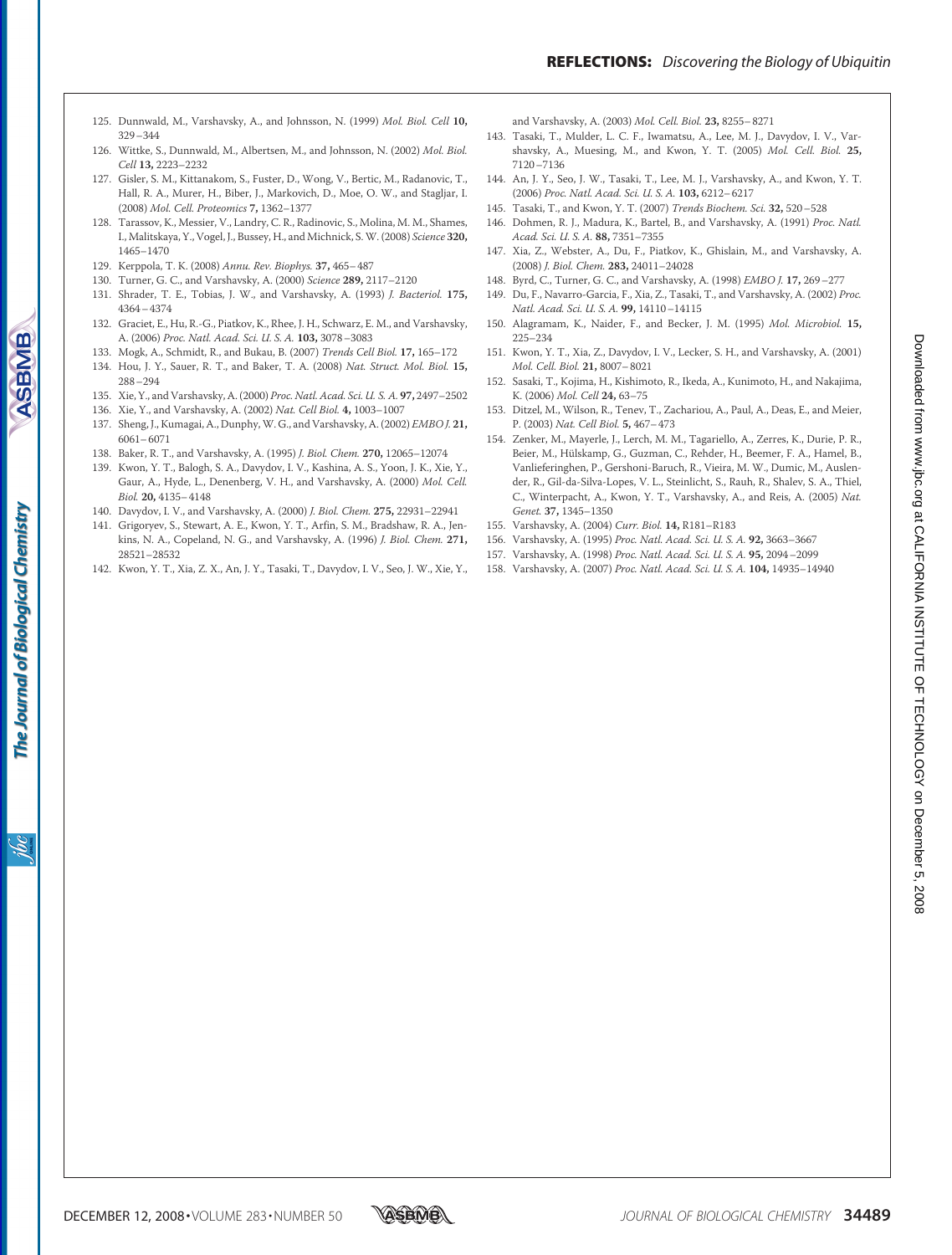125. Dunnwald, M., Varshavsky, A., and Johnsson, N. (1999) *Mol. Biol. Cell* **10,** 329–344
126. Wittke, S., Dunnwald, M., Albertsen, M., and Johnsson, N. (2002) *Mol. Biol. Cell* **13,** 2223–2232
127. Gisler, S. M., Kittanakom, S., Fuster, D., Wong, V., Bertic, M., Radanovic, T., Hall, R. A., Murer, H., Biber, J., Markovich, D., Moe, O. W., and Stagljar, I. (2008) *Mol. Cell. Proteomics* **7,** 1362–1377
128. Tarassov, K., Messier, V., Landry, C. R., Radinovic, S., Molina, M. M., Shames, I., Malitskaya, Y., Vogel, J., Bussey, H., and Michnick, S. W. (2008) *Science* **320,** 1465–1470
129. Kerppola, T. K. (2008) *Annu. Rev. Biophys.* **37,** 465–487
130. Turner, G. C., and Varshavsky, A. (2000) *Science* **289,** 2117–2120
131. Shrader, T. E., Tobias, J. W., and Varshavsky, A. (1993) *J. Bacteriol.* **175,** 4364–4374
132. Graciet, E., Hu, R.-G., Piatkov, K., Rhee, J. H., Schwarz, E. M., and Varshavsky, A. (2006) *Proc. Natl. Acad. Sci. U. S. A.* **103,** 3078–3083
133. Mogk, A., Schmidt, R., and Bukau, B. (2007) *Trends Cell Biol.* **17,** 165–172
134. Hou, J. Y., Sauer, R. T., and Baker, T. A. (2008) *Nat. Struct. Mol. Biol.* **15,** 288–294
135. Xie, Y., and Varshavsky, A. (2000) *Proc. Natl. Acad. Sci. U. S. A.* **97,** 2497–2502
136. Xie, Y., and Varshavsky, A. (2002) *Nat. Cell Biol.* **4,** 1003–1007
137. Sheng, J., Kumagai, A., Dunphy, W. G., and Varshavsky, A. (2002) *EMBO J.* **21,** 6061–6071
138. Baker, R. T., and Varshavsky, A. (1995) *J. Biol. Chem.* **270,** 12065–12074
139. Kwon, Y. T., Balogh, S. A., Davydov, I. V., Kashina, A. S., Yoon, J. K., Xie, Y., Gaur, A., Hyde, L., Denenberg, V. H., and Varshavsky, A. (2000) *Mol. Cell. Biol.* **20,** 4135–4148
140. Davydov, I. V., and Varshavsky, A. (2000) *J. Biol. Chem.* **275,** 22931–22941
141. Grigoryev, S., Stewart, A. E., Kwon, Y. T., Arfin, S. M., Bradshaw, R. A., Jenkins, N. A., Copeland, N. G., and Varshavsky, A. (1996) *J. Biol. Chem.* **271,** 28521–28532
142. Kwon, Y. T., Xia, Z. X., An, J. Y., Tasaki, T., Davydov, I. V., Seo, J. W., Xie, Y., and Varshavsky, A. (2003) *Mol. Cell. Biol.* **23,** 8255–8271
143. Tasaki, T., Mulder, L. C. F., Iwamatsu, A., Lee, M. J., Davydov, I. V., Varshavsky, A., Muesing, M., and Kwon, Y. T. (2005) *Mol. Cell. Biol.* **25,** 7120–7136
144. An, J. Y., Seo, J. W., Tasaki, T., Lee, M. J., Varshavsky, A., and Kwon, Y. T. (2006) *Proc. Natl. Acad. Sci. U. S. A.* **103,** 6212–6217
145. Tasaki, T., and Kwon, Y. T. (2007) *Trends Biochem. Sci.* **32,** 520–528
146. Dohmen, R. J., Madura, K., Bartel, B., and Varshavsky, A. (1991) *Proc. Natl. Acad. Sci. U. S. A.* **88,** 7351–7355
147. Xia, Z., Webster, A., Du, F., Piatkov, K., Ghislain, M., and Varshavsky, A. (2008) *J. Biol. Chem.* **283,** 24011–24028
148. Byrd, C., Turner, G. C., and Varshavsky, A. (1998) *EMBO J.* **17,** 269–277
149. Du, F., Navarro-Garcia, F., Xia, Z., Tasaki, T., and Varshavsky, A. (2002) *Proc. Natl. Acad. Sci. U. S. A.* **99,** 14110–14115
150. Alagramam, K., Naider, F., and Becker, J. M. (1995) *Mol. Microbiol.* **15,** 225–234
151. Kwon, Y. T., Xia, Z., Davydov, I. V., Lecker, S. H., and Varshavsky, A. (2001) *Mol. Cell. Biol.* **21,** 8007–8021
152. Sasaki, T., Kojima, H., Kishimoto, R., Ikeda, A., Kunimoto, H., and Nakajima, K. (2006) *Mol. Cell* **24,** 63–75
153. Ditzel, M., Wilson, R., Tenev, T., Zachariou, A., Paul, A., Deas, E., and Meier, P. (2003) *Nat. Cell Biol.* **5,** 467–473
154. Zenker, M., Mayerle, J., Lerch, M. M., Tagariello, A., Zerres, K., Durie, P. R., Beier, M., Hülskamp, G., Guzman, C., Rehder, H., Beemer, F. A., Hamel, B., Vanlieferinghen, P., Gershoni-Baruch, R., Vieira, M. W., Dumic, M., Auslender, R., Gil-da-Silva-Lopes, V. L., Steinlicht, S., Rauh, R., Shalev, S. A., Thiel, C., Winterpacht, A., Kwon, Y. T., Varshavsky, A., and Reis, A. (2005) *Nat. Genet.* **37,** 1345–1350
155. Varshavsky, A. (2004) *Curr. Biol.* **14,** R181–R183
156. Varshavsky, A. (1995) *Proc. Natl. Acad. Sci. U. S. A.* **92,** 3663–3667
157. Varshavsky, A. (1998) *Proc. Natl. Acad. Sci. U. S. A.* **95,** 2094–2099
158. Varshavsky, A. (2007) *Proc. Natl. Acad. Sci. U. S. A.* **104,** 14935–14940